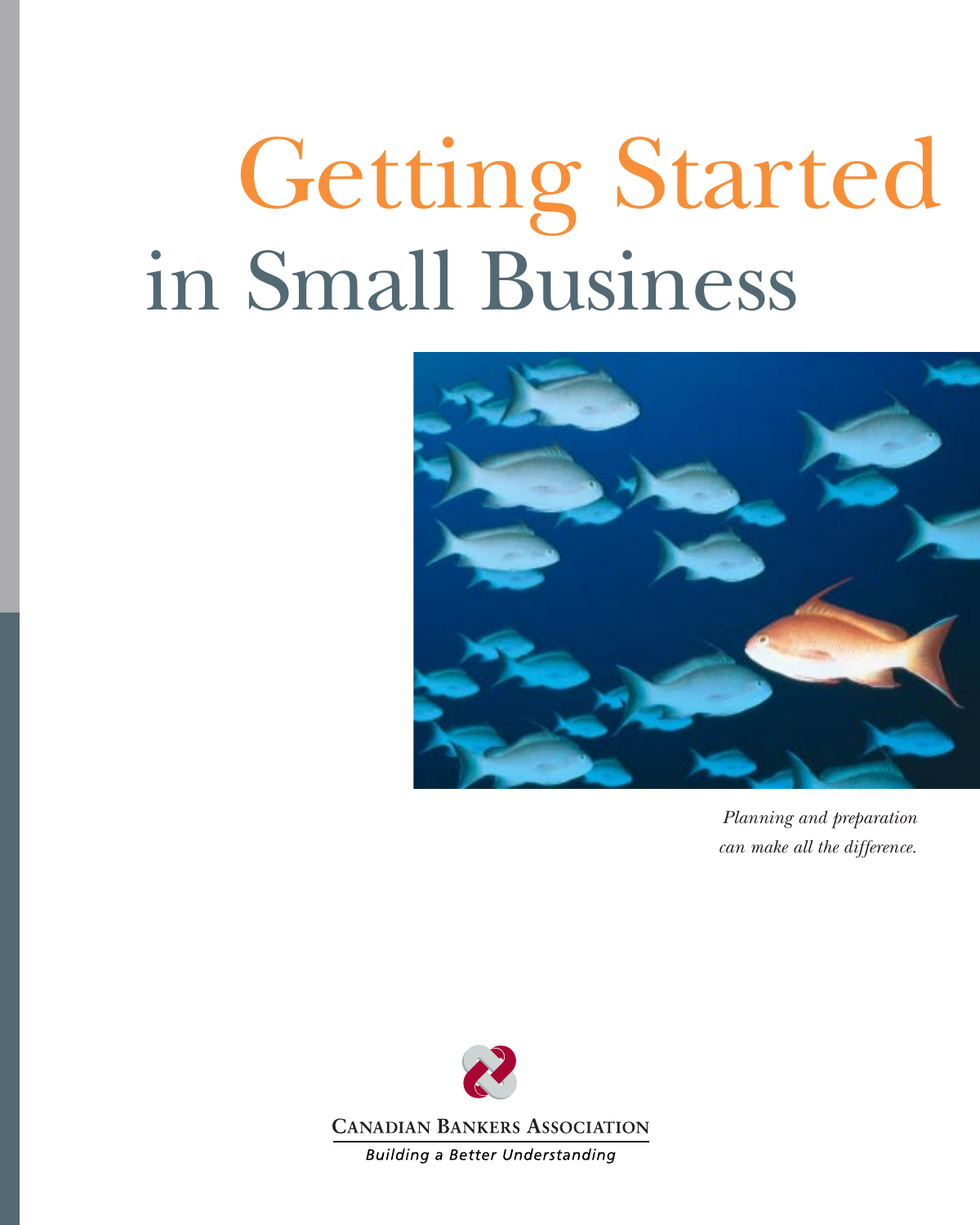# Getting Started in Small Business

*Planning and preparation can make all the difference.*

Canadian Bankers Association

*Building a Better Understanding*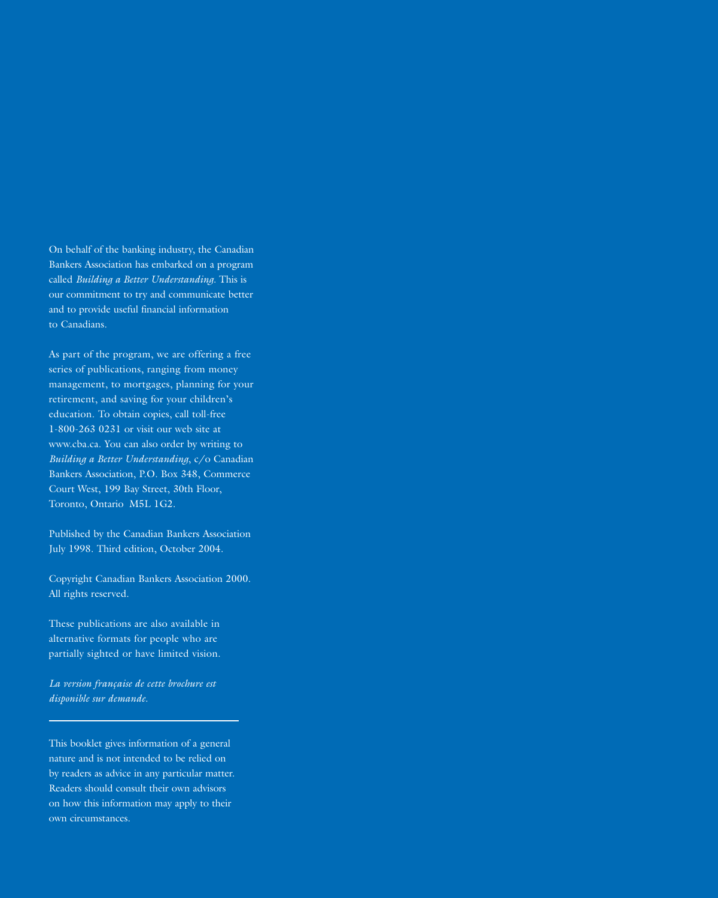On behalf of the banking industry, the Canadian Bankers Association has embarked on a program called *Building a Better Understanding.* This is our commitment to try and communicate better and to provide useful financial information to Canadians.

As part of the program, we are offering a free series of publications, ranging from money management, to mortgages, planning for your retirement, and saving for your children's education. To obtain copies, call toll-free 1-800-263 0231 or visit our web site at www.cba.ca. You can also order by writing to *Building a Better Understanding*, c/o Canadian Bankers Association, P.O. Box 348, Commerce Court West, 199 Bay Street, 30th Floor, Toronto, Ontario M5L 1G2.

Published by the Canadian Bankers Association July 1998. Third edition, October 2004.

Copyright Canadian Bankers Association 2000. All rights reserved.

These publications are also available in alternative formats for people who are partially sighted or have limited vision.

*La version française de cette brochure est disponible sur demande.*

---

This booklet gives information of a general nature and is not intended to be relied on by readers as advice in any particular matter. Readers should consult their own advisors on how this information may apply to their own circumstances.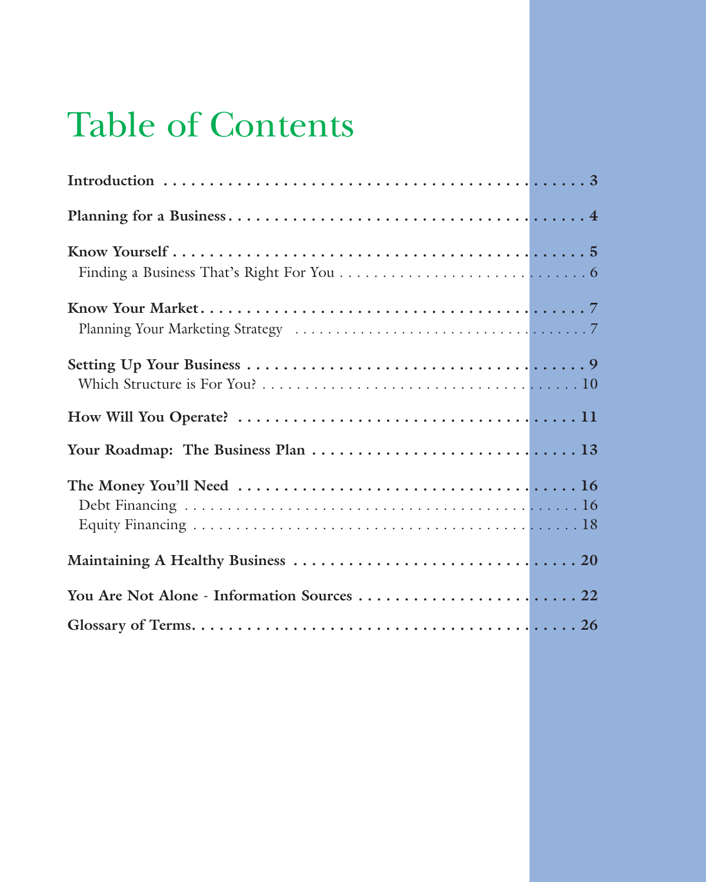# Table of Contents

**Introduction** . . . . . . . . . . . . . . . . . . . . . . . . . . . . . . . . . . . . . . . . . **3**

**Planning for a Business** . . . . . . . . . . . . . . . . . . . . . . . . . . . . . . . . . . . **4**

**Know Yourself** . . . . . . . . . . . . . . . . . . . . . . . . . . . . . . . . . . . . . . . . **5**
Finding a Business That's Right For You . . . . . . . . . . . . . . . . . . . . . . . . . 6

**Know Your Market** . . . . . . . . . . . . . . . . . . . . . . . . . . . . . . . . . . . . . **7**
Planning Your Marketing Strategy . . . . . . . . . . . . . . . . . . . . . . . . . . . . . 7

**Setting Up Your Business** . . . . . . . . . . . . . . . . . . . . . . . . . . . . . . . . . **9**
Which Structure is For You? . . . . . . . . . . . . . . . . . . . . . . . . . . . . . . . . 10

**How Will You Operate?** . . . . . . . . . . . . . . . . . . . . . . . . . . . . . . . . . . **11**

**Your Roadmap: The Business Plan** . . . . . . . . . . . . . . . . . . . . . . . . . . . **13**

**The Money You'll Need** . . . . . . . . . . . . . . . . . . . . . . . . . . . . . . . . . . **16**
Debt Financing . . . . . . . . . . . . . . . . . . . . . . . . . . . . . . . . . . . . . . . 16
Equity Financing . . . . . . . . . . . . . . . . . . . . . . . . . . . . . . . . . . . . . . 18

**Maintaining A Healthy Business** . . . . . . . . . . . . . . . . . . . . . . . . . . . . . **20**

**You Are Not Alone - Information Sources** . . . . . . . . . . . . . . . . . . . . . . . **22**

**Glossary of Terms** . . . . . . . . . . . . . . . . . . . . . . . . . . . . . . . . . . . . . **26**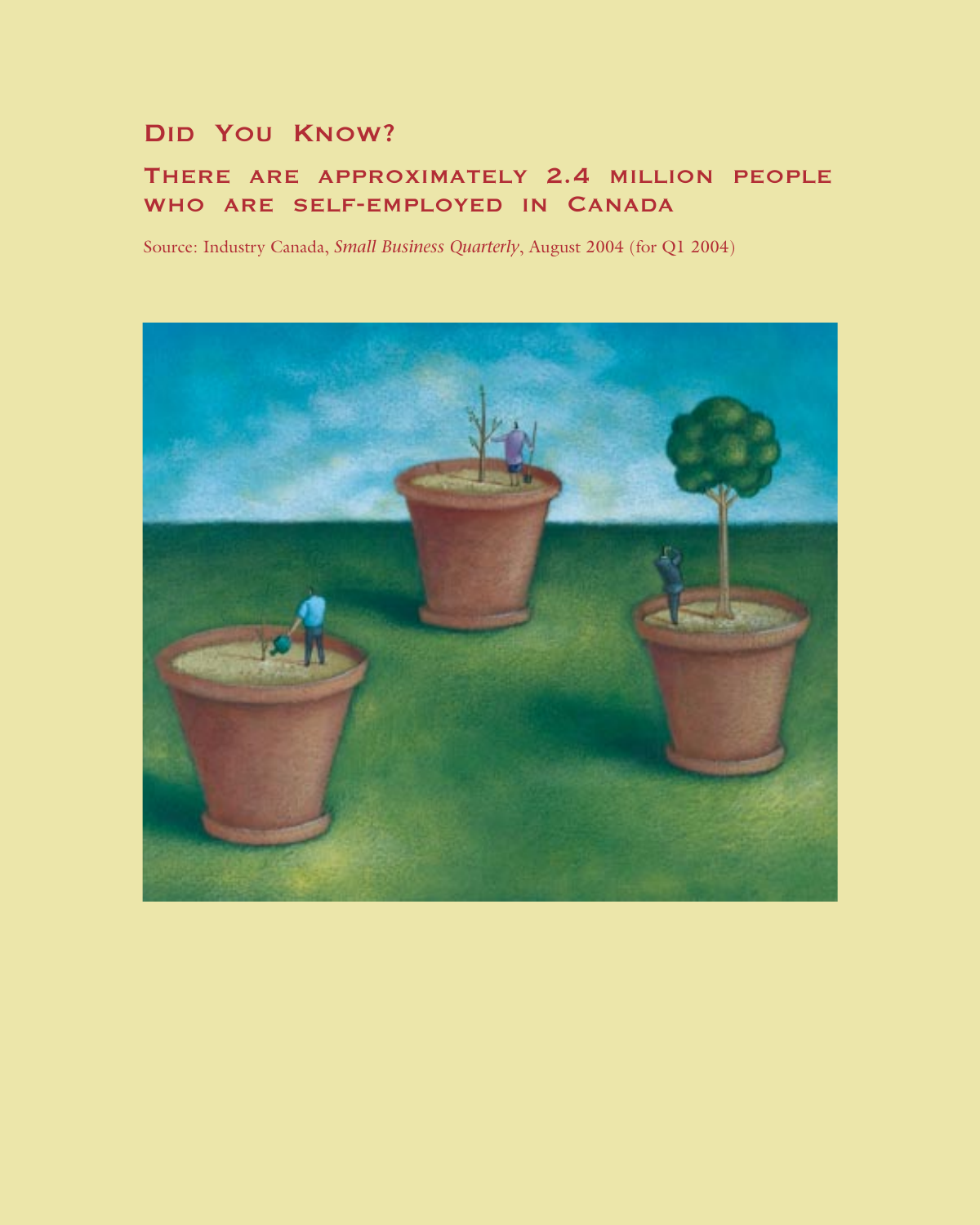# Did You Know?

## There are approximately 2.4 million people who are self-employed in Canada

Source: Industry Canada, *Small Business Quarterly*, August 2004 (for Q1 2004)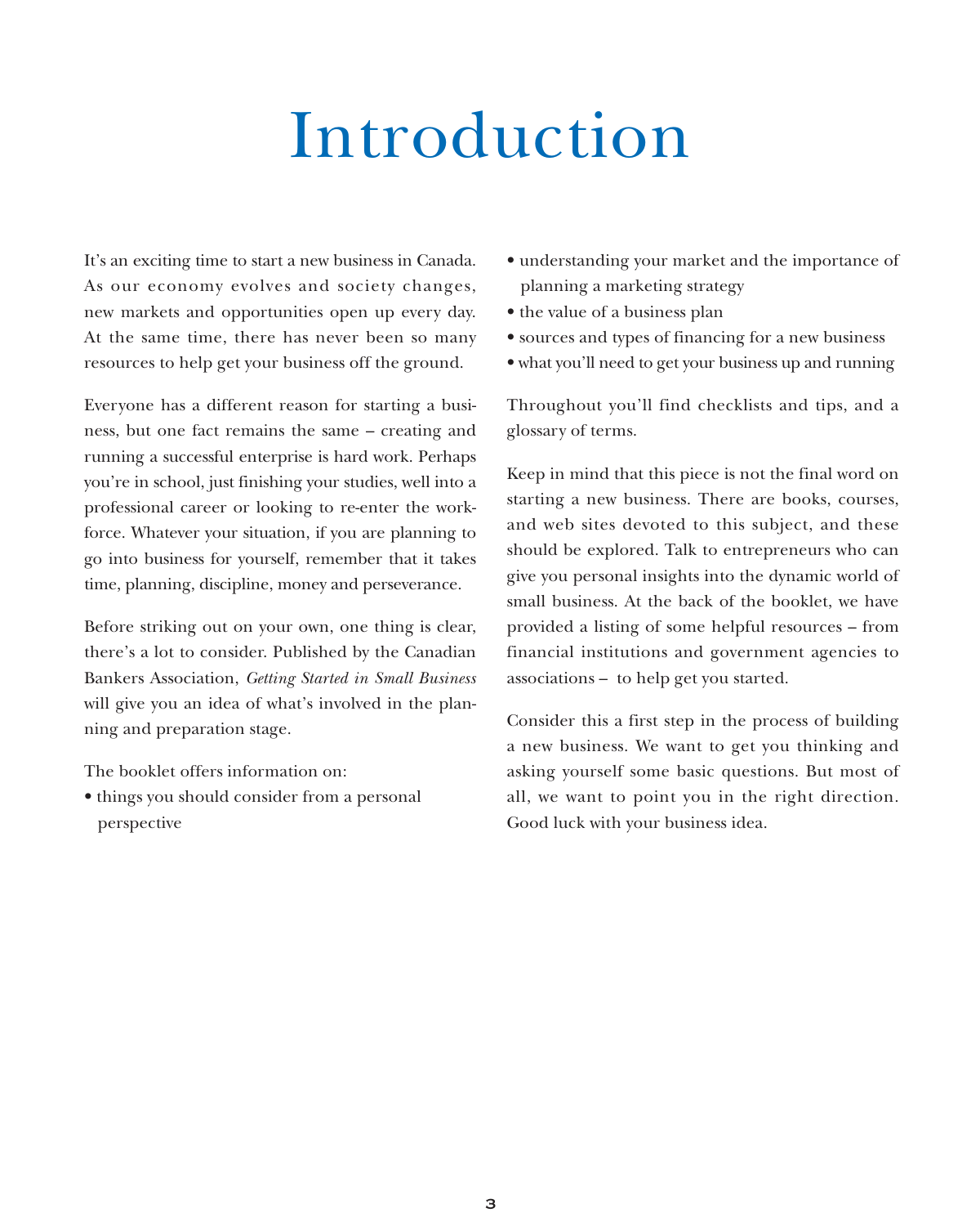# Introduction

It's an exciting time to start a new business in Canada. As our economy evolves and society changes, new markets and opportunities open up every day. At the same time, there has never been so many resources to help get your business off the ground.

Everyone has a different reason for starting a business, but one fact remains the same – creating and running a successful enterprise is hard work. Perhaps you're in school, just finishing your studies, well into a professional career or looking to re-enter the workforce. Whatever your situation, if you are planning to go into business for yourself, remember that it takes time, planning, discipline, money and perseverance.

Before striking out on your own, one thing is clear, there's a lot to consider. Published by the Canadian Bankers Association, *Getting Started in Small Business* will give you an idea of what's involved in the planning and preparation stage.

The booklet offers information on:

- things you should consider from a personal perspective
- understanding your market and the importance of planning a marketing strategy
- the value of a business plan
- sources and types of financing for a new business
- what you'll need to get your business up and running

Throughout you'll find checklists and tips, and a glossary of terms.

Keep in mind that this piece is not the final word on starting a new business. There are books, courses, and web sites devoted to this subject, and these should be explored. Talk to entrepreneurs who can give you personal insights into the dynamic world of small business. At the back of the booklet, we have provided a listing of some helpful resources – from financial institutions and government agencies to associations – to help get you started.

Consider this a first step in the process of building a new business. We want to get you thinking and asking yourself some basic questions. But most of all, we want to point you in the right direction. Good luck with your business idea.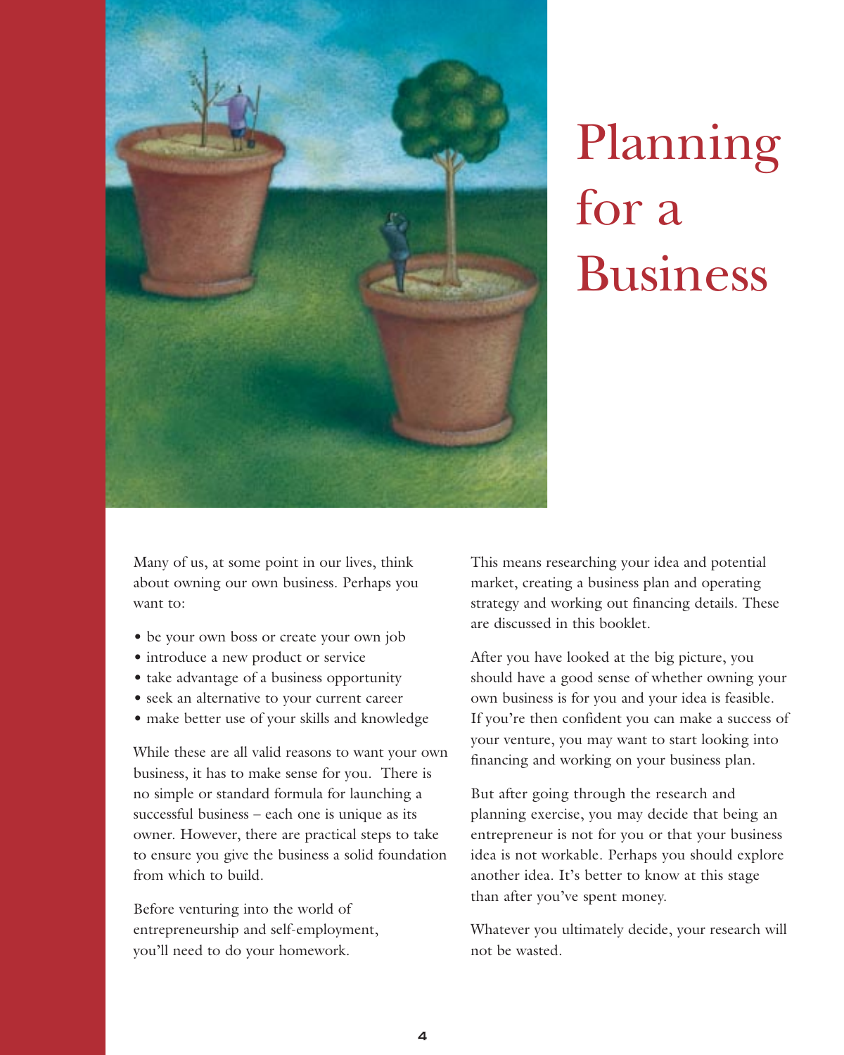# Planning for a Business

Many of us, at some point in our lives, think about owning our own business. Perhaps you want to:

- be your own boss or create your own job
- introduce a new product or service
- take advantage of a business opportunity
- seek an alternative to your current career
- make better use of your skills and knowledge

While these are all valid reasons to want your own business, it has to make sense for you. There is no simple or standard formula for launching a successful business – each one is unique as its owner. However, there are practical steps to take to ensure you give the business a solid foundation from which to build.

Before venturing into the world of entrepreneurship and self-employment, you'll need to do your homework.

This means researching your idea and potential market, creating a business plan and operating strategy and working out financing details. These are discussed in this booklet.

After you have looked at the big picture, you should have a good sense of whether owning your own business is for you and your idea is feasible. If you're then confident you can make a success of your venture, you may want to start looking into financing and working on your business plan.

But after going through the research and planning exercise, you may decide that being an entrepreneur is not for you or that your business idea is not workable. Perhaps you should explore another idea. It's better to know at this stage than after you've spent money.

Whatever you ultimately decide, your research will not be wasted.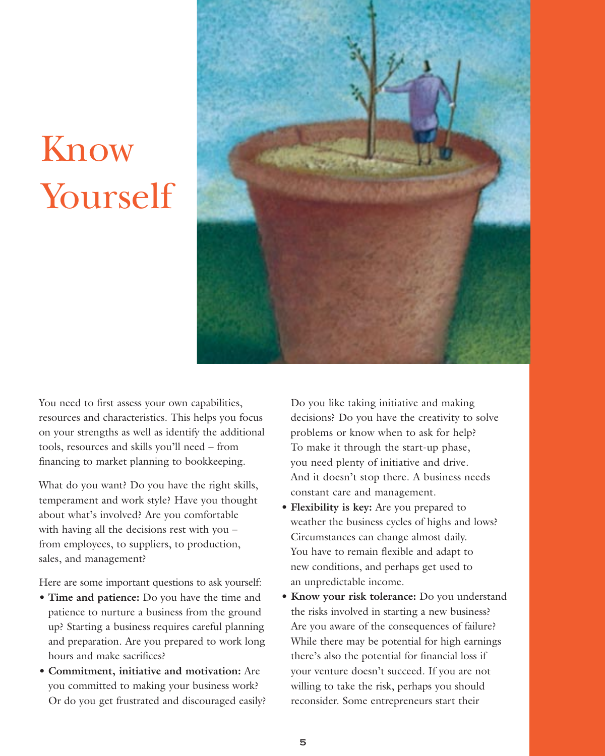# Know Yourself

You need to first assess your own capabilities, resources and characteristics. This helps you focus on your strengths as well as identify the additional tools, resources and skills you'll need – from financing to market planning to bookkeeping.

What do you want? Do you have the right skills, temperament and work style? Have you thought about what's involved? Are you comfortable with having all the decisions rest with you – from employees, to suppliers, to production, sales, and management?

Here are some important questions to ask yourself:

- **Time and patience:** Do you have the time and patience to nurture a business from the ground up? Starting a business requires careful planning and preparation. Are you prepared to work long hours and make sacrifices?
- **Commitment, initiative and motivation:** Are you committed to making your business work? Or do you get frustrated and discouraged easily? Do you like taking initiative and making decisions? Do you have the creativity to solve problems or know when to ask for help? To make it through the start-up phase, you need plenty of initiative and drive. And it doesn't stop there. A business needs constant care and management.
- **Flexibility is key:** Are you prepared to weather the business cycles of highs and lows? Circumstances can change almost daily. You have to remain flexible and adapt to new conditions, and perhaps get used to an unpredictable income.
- **Know your risk tolerance:** Do you understand the risks involved in starting a new business? Are you aware of the consequences of failure? While there may be potential for high earnings there's also the potential for financial loss if your venture doesn't succeed. If you are not willing to take the risk, perhaps you should reconsider. Some entrepreneurs start their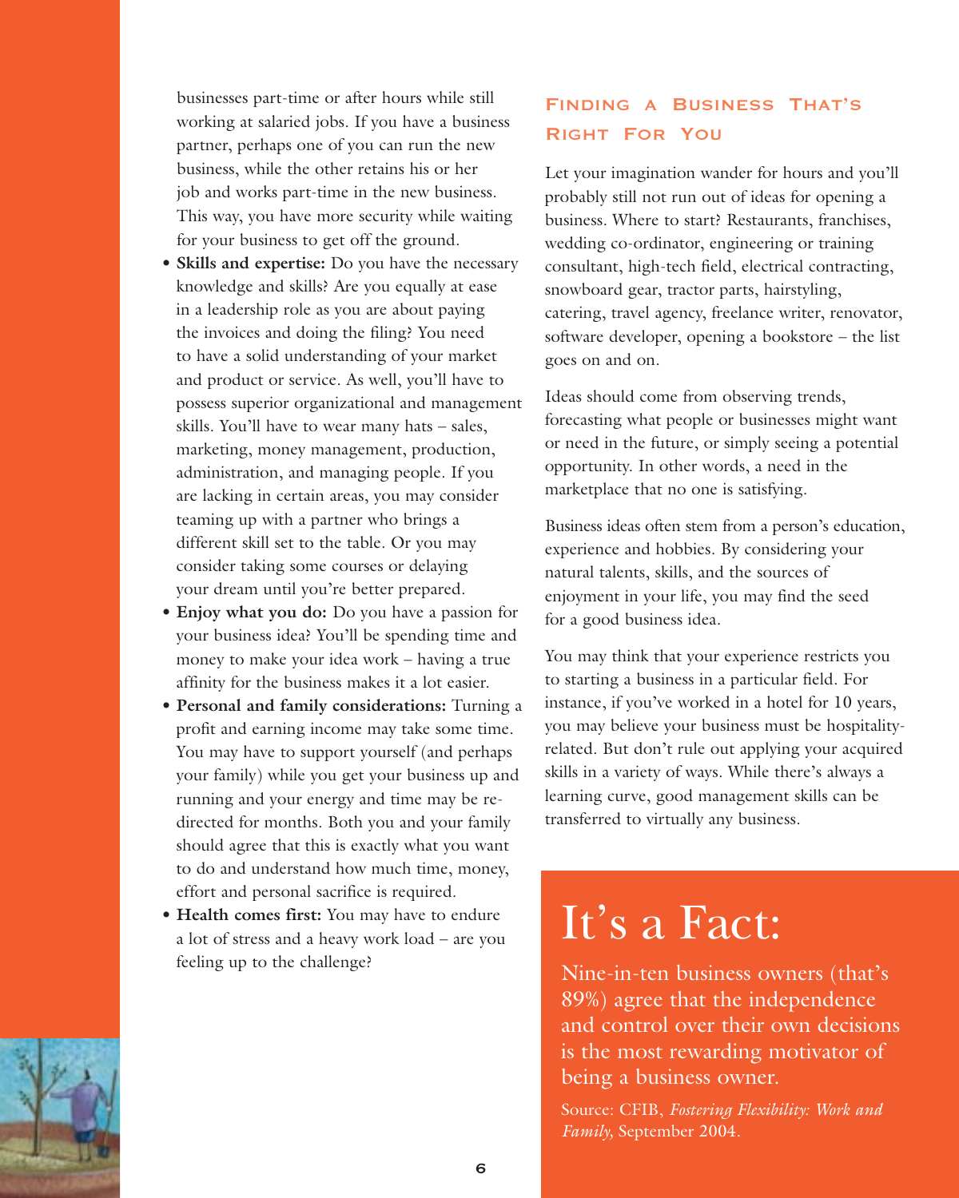businesses part-time or after hours while still working at salaried jobs. If you have a business partner, perhaps one of you can run the new business, while the other retains his or her job and works part-time in the new business. This way, you have more security while waiting for your business to get off the ground.

- **Skills and expertise:** Do you have the necessary knowledge and skills? Are you equally at ease in a leadership role as you are about paying the invoices and doing the filing? You need to have a solid understanding of your market and product or service. As well, you'll have to possess superior organizational and management skills. You'll have to wear many hats – sales, marketing, money management, production, administration, and managing people. If you are lacking in certain areas, you may consider teaming up with a partner who brings a different skill set to the table. Or you may consider taking some courses or delaying your dream until you're better prepared.
- **Enjoy what you do:** Do you have a passion for your business idea? You'll be spending time and money to make your idea work – having a true affinity for the business makes it a lot easier.
- **Personal and family considerations:** Turning a profit and earning income may take some time. You may have to support yourself (and perhaps your family) while you get your business up and running and your energy and time may be re-directed for months. Both you and your family should agree that this is exactly what you want to do and understand how much time, money, effort and personal sacrifice is required.
- **Health comes first:** You may have to endure a lot of stress and a heavy work load – are you feeling up to the challenge?

## Finding a Business That's Right For You

Let your imagination wander for hours and you'll probably still not run out of ideas for opening a business. Where to start? Restaurants, franchises, wedding co-ordinator, engineering or training consultant, high-tech field, electrical contracting, snowboard gear, tractor parts, hairstyling, catering, travel agency, freelance writer, renovator, software developer, opening a bookstore – the list goes on and on.

Ideas should come from observing trends, forecasting what people or businesses might want or need in the future, or simply seeing a potential opportunity. In other words, a need in the marketplace that no one is satisfying.

Business ideas often stem from a person's education, experience and hobbies. By considering your natural talents, skills, and the sources of enjoyment in your life, you may find the seed for a good business idea.

You may think that your experience restricts you to starting a business in a particular field. For instance, if you've worked in a hotel for 10 years, you may believe your business must be hospitality-related. But don't rule out applying your acquired skills in a variety of ways. While there's always a learning curve, good management skills can be transferred to virtually any business.

## It's a Fact:

Nine-in-ten business owners (that's 89%) agree that the independence and control over their own decisions is the most rewarding motivator of being a business owner.

Source: CFIB, *Fostering Flexibility: Work and Family,* September 2004.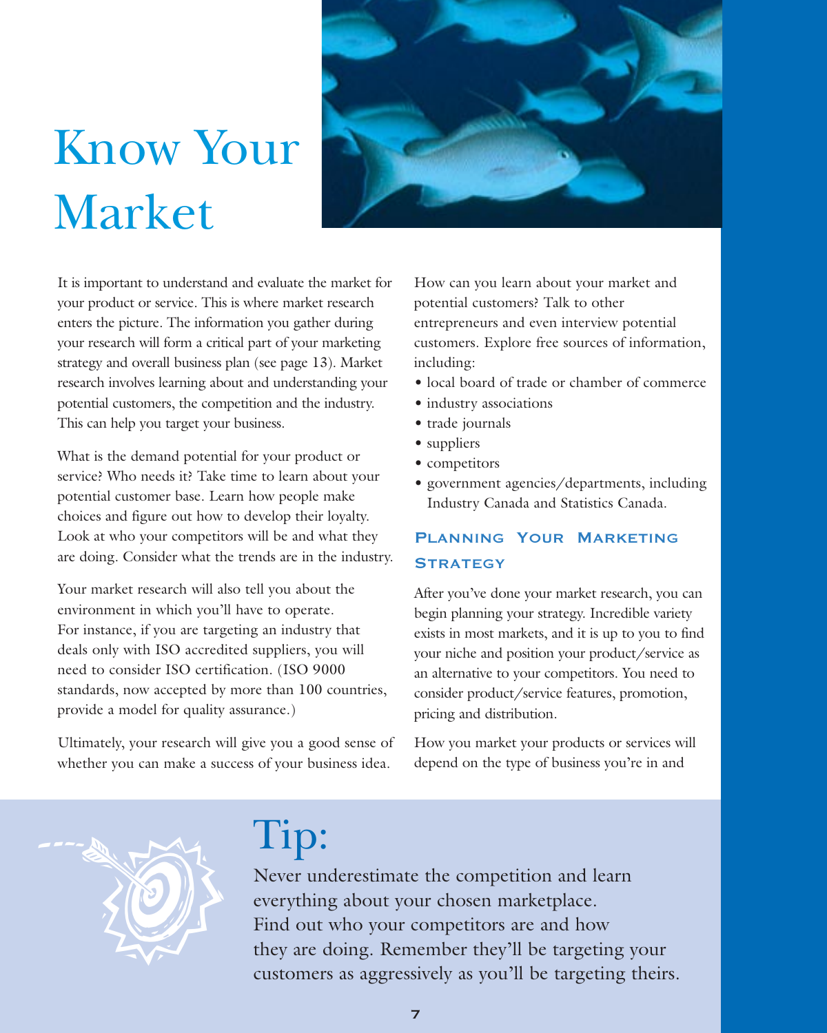# Know Your Market

It is important to understand and evaluate the market for your product or service. This is where market research enters the picture. The information you gather during your research will form a critical part of your marketing strategy and overall business plan (see page 13). Market research involves learning about and understanding your potential customers, the competition and the industry. This can help you target your business.

What is the demand potential for your product or service? Who needs it? Take time to learn about your potential customer base. Learn how people make choices and figure out how to develop their loyalty. Look at who your competitors will be and what they are doing. Consider what the trends are in the industry.

Your market research will also tell you about the environment in which you'll have to operate. For instance, if you are targeting an industry that deals only with ISO accredited suppliers, you will need to consider ISO certification. (ISO 9000 standards, now accepted by more than 100 countries, provide a model for quality assurance.)

Ultimately, your research will give you a good sense of whether you can make a success of your business idea.

How can you learn about your market and potential customers? Talk to other entrepreneurs and even interview potential customers. Explore free sources of information, including:

- local board of trade or chamber of commerce
- industry associations
- trade journals
- suppliers
- competitors
- government agencies/departments, including Industry Canada and Statistics Canada.

## Planning Your Marketing Strategy

After you've done your market research, you can begin planning your strategy. Incredible variety exists in most markets, and it is up to you to find your niche and position your product/service as an alternative to your competitors. You need to consider product/service features, promotion, pricing and distribution.

How you market your products or services will depend on the type of business you're in and

## Tip:

Never underestimate the competition and learn everything about your chosen marketplace. Find out who your competitors are and how they are doing. Remember they'll be targeting your customers as aggressively as you'll be targeting theirs.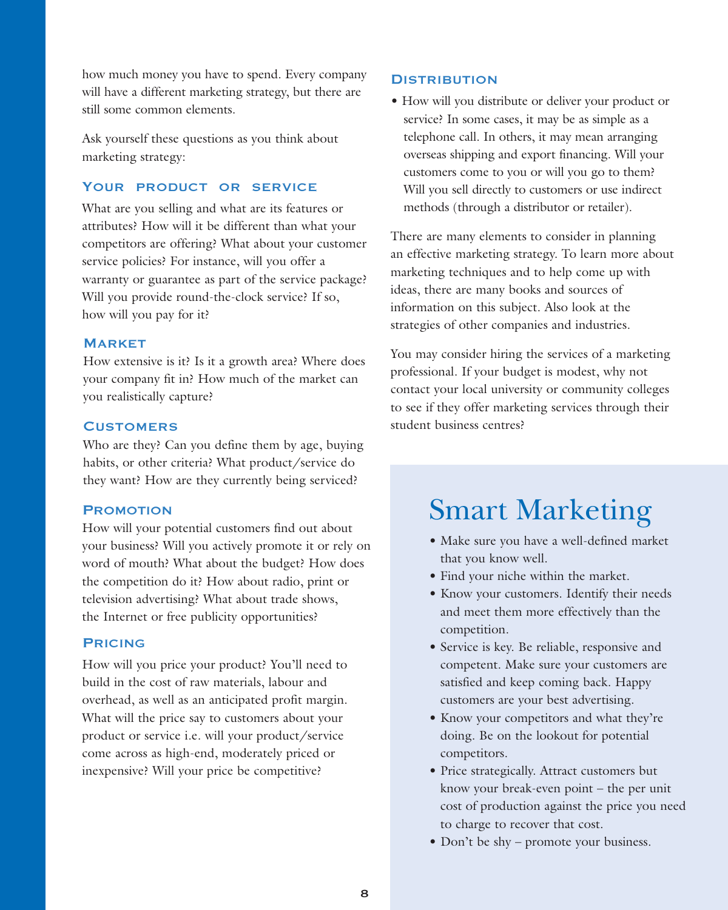how much money you have to spend. Every company will have a different marketing strategy, but there are still some common elements.

Ask yourself these questions as you think about marketing strategy:

### Your product or service

What are you selling and what are its features or attributes? How will it be different than what your competitors are offering? What about your customer service policies? For instance, will you offer a warranty or guarantee as part of the service package? Will you provide round-the-clock service? If so, how will you pay for it?

### Market

How extensive is it? Is it a growth area? Where does your company fit in? How much of the market can you realistically capture?

### Customers

Who are they? Can you define them by age, buying habits, or other criteria? What product/service do they want? How are they currently being serviced?

### Promotion

How will your potential customers find out about your business? Will you actively promote it or rely on word of mouth? What about the budget? How does the competition do it? How about radio, print or television advertising? What about trade shows, the Internet or free publicity opportunities?

### Pricing

How will you price your product? You'll need to build in the cost of raw materials, labour and overhead, as well as an anticipated profit margin. What will the price say to customers about your product or service i.e. will your product/service come across as high-end, moderately priced or inexpensive? Will your price be competitive?

### Distribution

- How will you distribute or deliver your product or service? In some cases, it may be as simple as a telephone call. In others, it may mean arranging overseas shipping and export financing. Will your customers come to you or will you go to them? Will you sell directly to customers or use indirect methods (through a distributor or retailer).

There are many elements to consider in planning an effective marketing strategy. To learn more about marketing techniques and to help come up with ideas, there are many books and sources of information on this subject. Also look at the strategies of other companies and industries.

You may consider hiring the services of a marketing professional. If your budget is modest, why not contact your local university or community colleges to see if they offer marketing services through their student business centres?

## Smart Marketing

- Make sure you have a well-defined market that you know well.
- Find your niche within the market.
- Know your customers. Identify their needs and meet them more effectively than the competition.
- Service is key. Be reliable, responsive and competent. Make sure your customers are satisfied and keep coming back. Happy customers are your best advertising.
- Know your competitors and what they're doing. Be on the lookout for potential competitors.
- Price strategically. Attract customers but know your break-even point – the per unit cost of production against the price you need to charge to recover that cost.
- Don't be shy – promote your business.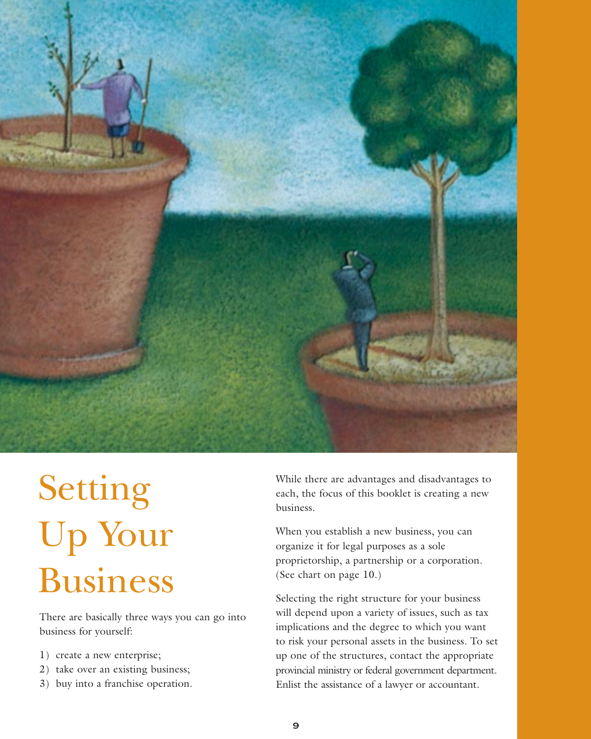# Setting Up Your Business

There are basically three ways you can go into business for yourself:

1) create a new enterprise;
2) take over an existing business;
3) buy into a franchise operation.

While there are advantages and disadvantages to each, the focus of this booklet is creating a new business.

When you establish a new business, you can organize it for legal purposes as a sole proprietorship, a partnership or a corporation. (See chart on page 10.)

Selecting the right structure for your business will depend upon a variety of issues, such as tax implications and the degree to which you want to risk your personal assets in the business. To set up one of the structures, contact the appropriate provincial ministry or federal government department. Enlist the assistance of a lawyer or accountant.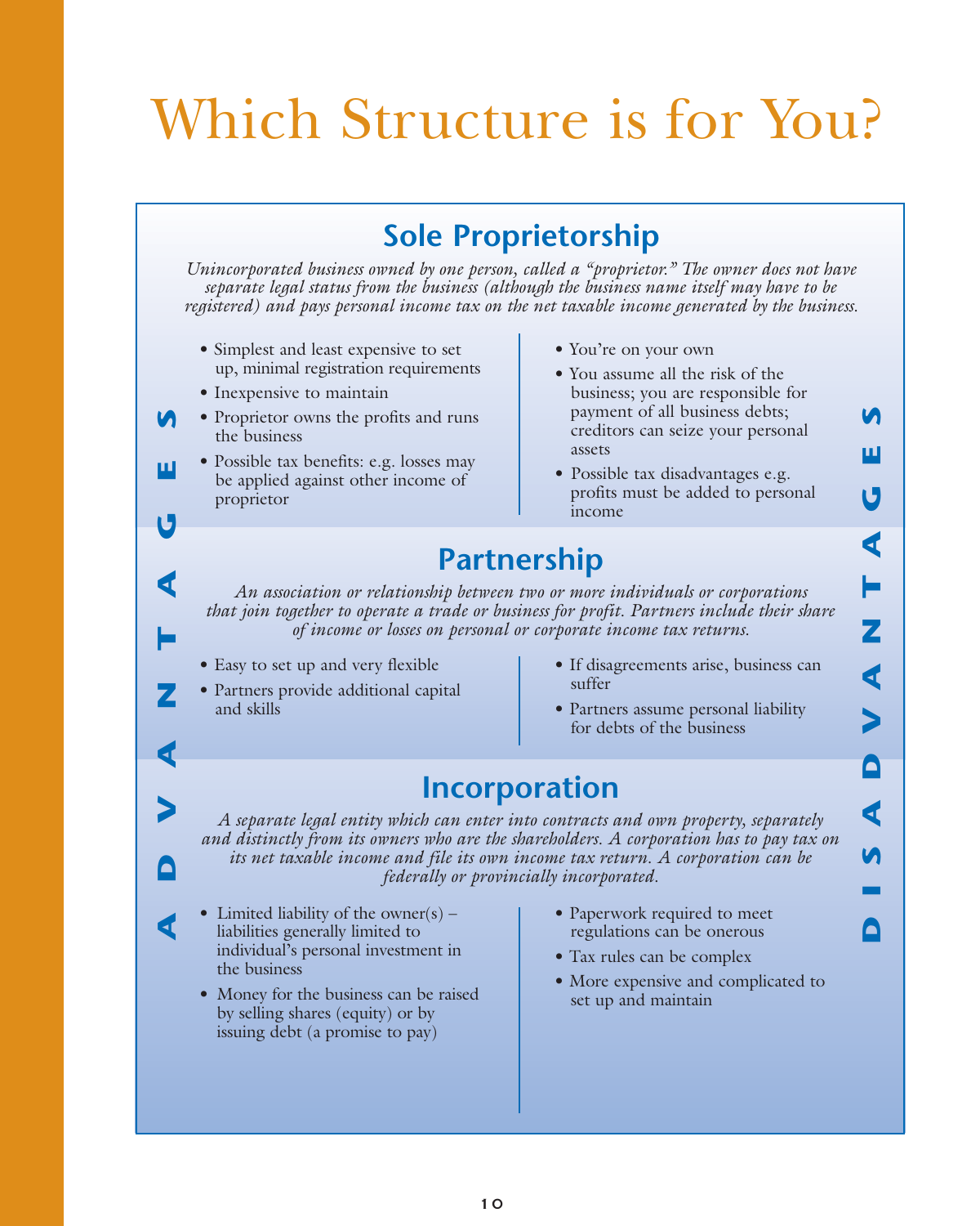# Which Structure is for You?

## Sole Proprietorship

*Unincorporated business owned by one person, called a "proprietor." The owner does not have separate legal status from the business (although the business name itself may have to be registered) and pays personal income tax on the net taxable income generated by the business.*

**Advantages**

- Simplest and least expensive to set up, minimal registration requirements
- Inexpensive to maintain
- Proprietor owns the profits and runs the business
- Possible tax benefits: e.g. losses may be applied against other income of proprietor

**Disadvantages**

- You're on your own
- You assume all the risk of the business; you are responsible for payment of all business debts; creditors can seize your personal assets
- Possible tax disadvantages e.g. profits must be added to personal income

## Partnership

*An association or relationship between two or more individuals or corporations that join together to operate a trade or business for profit. Partners include their share of income or losses on personal or corporate income tax returns.*

**Advantages**

- Easy to set up and very flexible
- Partners provide additional capital and skills

**Disadvantages**

- If disagreements arise, business can suffer
- Partners assume personal liability for debts of the business

## Incorporation

*A separate legal entity which can enter into contracts and own property, separately and distinctly from its owners who are the shareholders. A corporation has to pay tax on its net taxable income and file its own income tax return. A corporation can be federally or provincially incorporated.*

**Advantages**

- Limited liability of the owner(s) – liabilities generally limited to individual's personal investment in the business
- Money for the business can be raised by selling shares (equity) or by issuing debt (a promise to pay)

**Disadvantages**

- Paperwork required to meet regulations can be onerous
- Tax rules can be complex
- More expensive and complicated to set up and maintain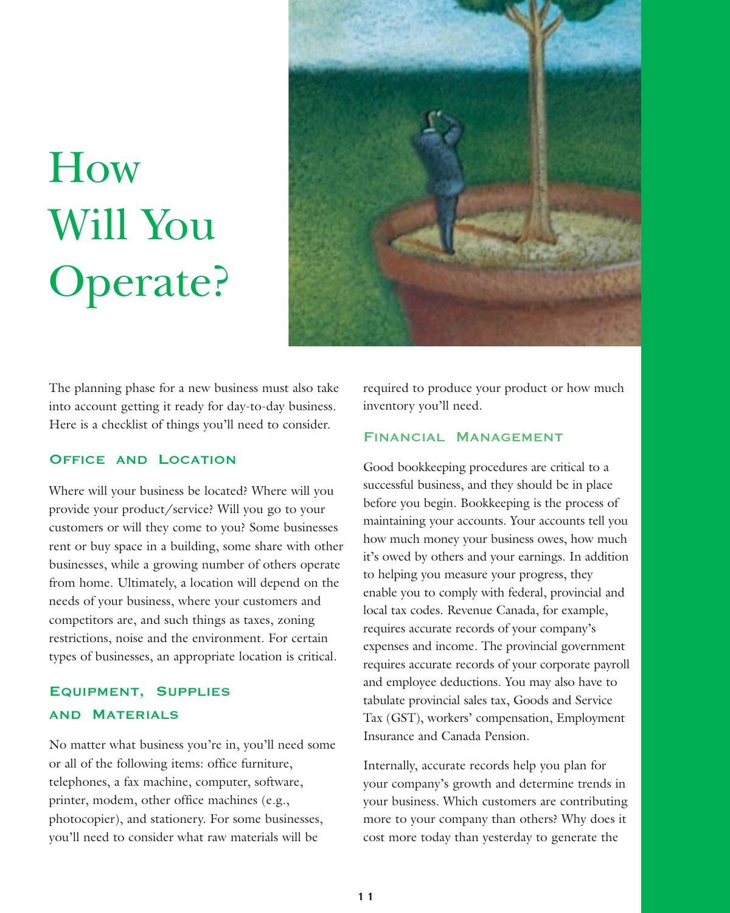# How Will You Operate?

The planning phase for a new business must also take into account getting it ready for day-to-day business. Here is a checklist of things you'll need to consider.

## Office and Location

Where will your business be located? Where will you provide your product/service? Will you go to your customers or will they come to you? Some businesses rent or buy space in a building, some share with other businesses, while a growing number of others operate from home. Ultimately, a location will depend on the needs of your business, where your customers and competitors are, and such things as taxes, zoning restrictions, noise and the environment. For certain types of businesses, an appropriate location is critical.

## Equipment, Supplies and Materials

No matter what business you're in, you'll need some or all of the following items: office furniture, telephones, a fax machine, computer, software, printer, modem, other office machines (e.g., photocopier), and stationery. For some businesses, you'll need to consider what raw materials will be required to produce your product or how much inventory you'll need.

## Financial Management

Good bookkeeping procedures are critical to a successful business, and they should be in place before you begin. Bookkeeping is the process of maintaining your accounts. Your accounts tell you how much money your business owes, how much it's owed by others and your earnings. In addition to helping you measure your progress, they enable you to comply with federal, provincial and local tax codes. Revenue Canada, for example, requires accurate records of your company's expenses and income. The provincial government requires accurate records of your corporate payroll and employee deductions. You may also have to tabulate provincial sales tax, Goods and Service Tax (GST), workers' compensation, Employment Insurance and Canada Pension.

Internally, accurate records help you plan for your company's growth and determine trends in your business. Which customers are contributing more to your company than others? Why does it cost more today than yesterday to generate the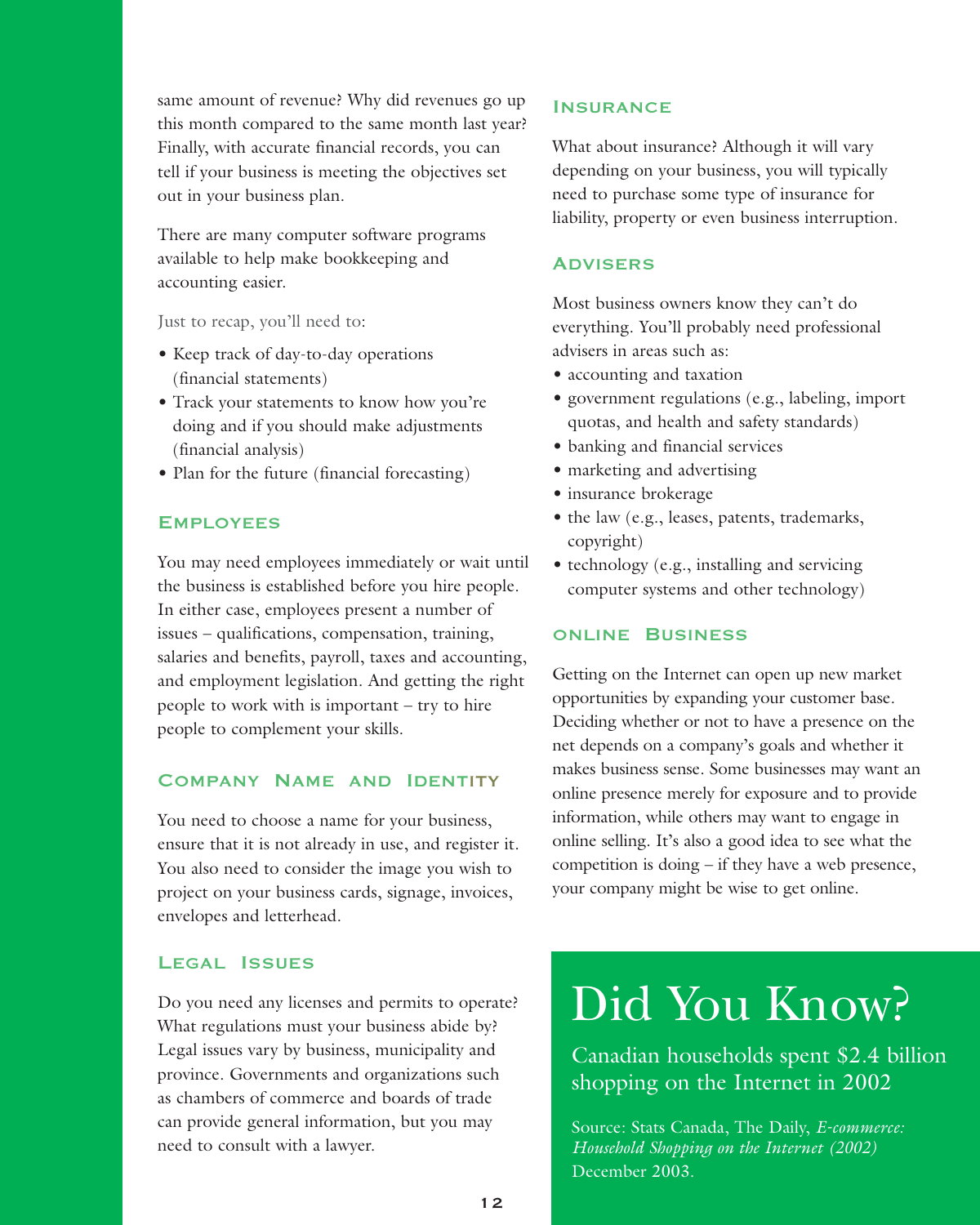same amount of revenue? Why did revenues go up this month compared to the same month last year? Finally, with accurate financial records, you can tell if your business is meeting the objectives set out in your business plan.

There are many computer software programs available to help make bookkeeping and accounting easier.

Just to recap, you'll need to:

- Keep track of day-to-day operations (financial statements)
- Track your statements to know how you're doing and if you should make adjustments (financial analysis)
- Plan for the future (financial forecasting)

## Employees

You may need employees immediately or wait until the business is established before you hire people. In either case, employees present a number of issues – qualifications, compensation, training, salaries and benefits, payroll, taxes and accounting, and employment legislation. And getting the right people to work with is important – try to hire people to complement your skills.

## Company Name and Identity

You need to choose a name for your business, ensure that it is not already in use, and register it. You also need to consider the image you wish to project on your business cards, signage, invoices, envelopes and letterhead.

## Legal Issues

Do you need any licenses and permits to operate? What regulations must your business abide by? Legal issues vary by business, municipality and province. Governments and organizations such as chambers of commerce and boards of trade can provide general information, but you may need to consult with a lawyer.

## Insurance

What about insurance? Although it will vary depending on your business, you will typically need to purchase some type of insurance for liability, property or even business interruption.

## Advisers

Most business owners know they can't do everything. You'll probably need professional advisers in areas such as:

- accounting and taxation
- government regulations (e.g., labeling, import quotas, and health and safety standards)
- banking and financial services
- marketing and advertising
- insurance brokerage
- the law (e.g., leases, patents, trademarks, copyright)
- technology (e.g., installing and servicing computer systems and other technology)

## Online Business

Getting on the Internet can open up new market opportunities by expanding your customer base. Deciding whether or not to have a presence on the net depends on a company's goals and whether it makes business sense. Some businesses may want an online presence merely for exposure and to provide information, while others may want to engage in online selling. It's also a good idea to see what the competition is doing – if they have a web presence, your company might be wise to get online.

# Did You Know?

Canadian households spent $2.4 billion shopping on the Internet in 2002

Source: Stats Canada, The Daily, *E-commerce: Household Shopping on the Internet (2002)* December 2003.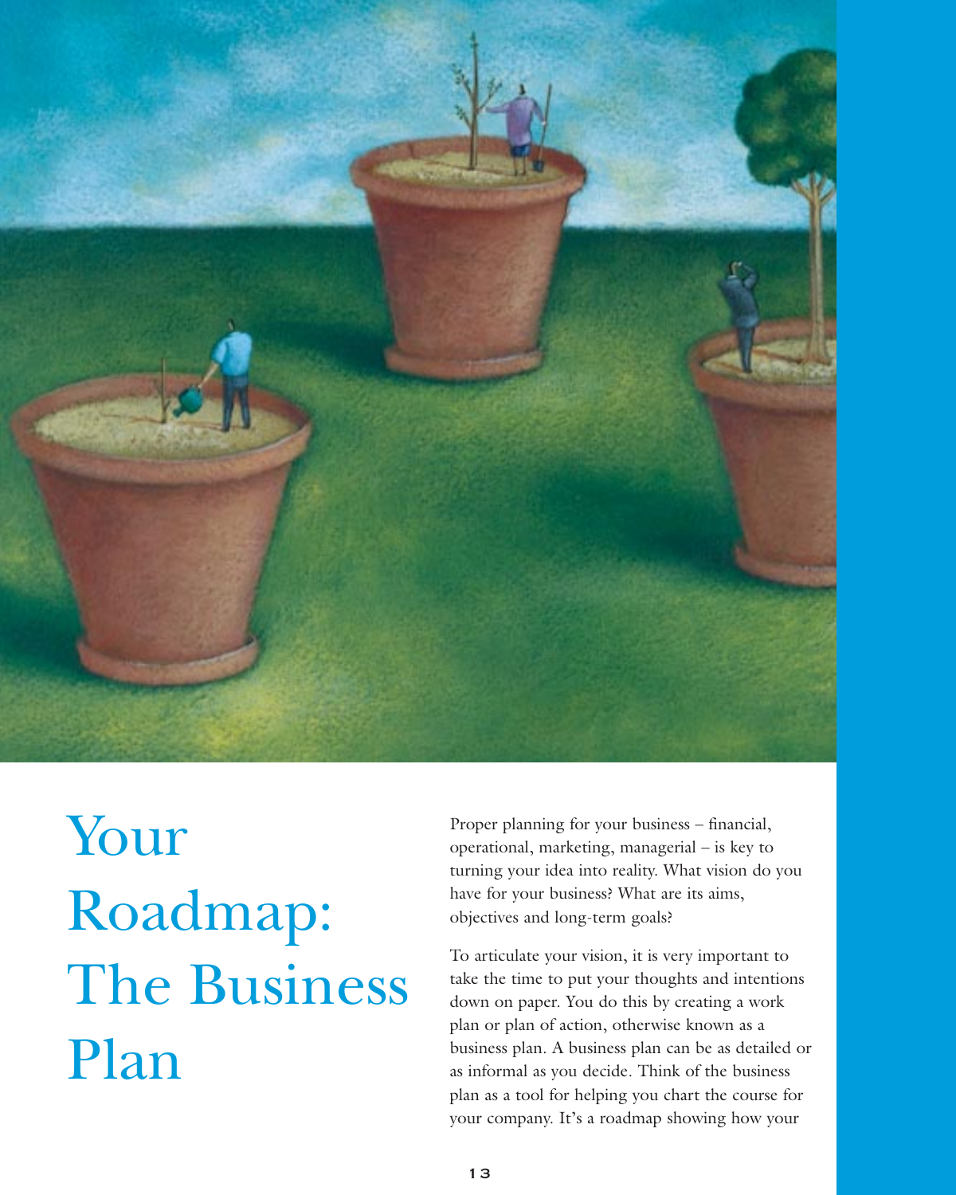# Your Roadmap: The Business Plan

Proper planning for your business – financial, operational, marketing, managerial – is key to turning your idea into reality. What vision do you have for your business? What are its aims, objectives and long-term goals?

To articulate your vision, it is very important to take the time to put your thoughts and intentions down on paper. You do this by creating a work plan or plan of action, otherwise known as a business plan. A business plan can be as detailed or as informal as you decide. Think of the business plan as a tool for helping you chart the course for your company. It's a roadmap showing how your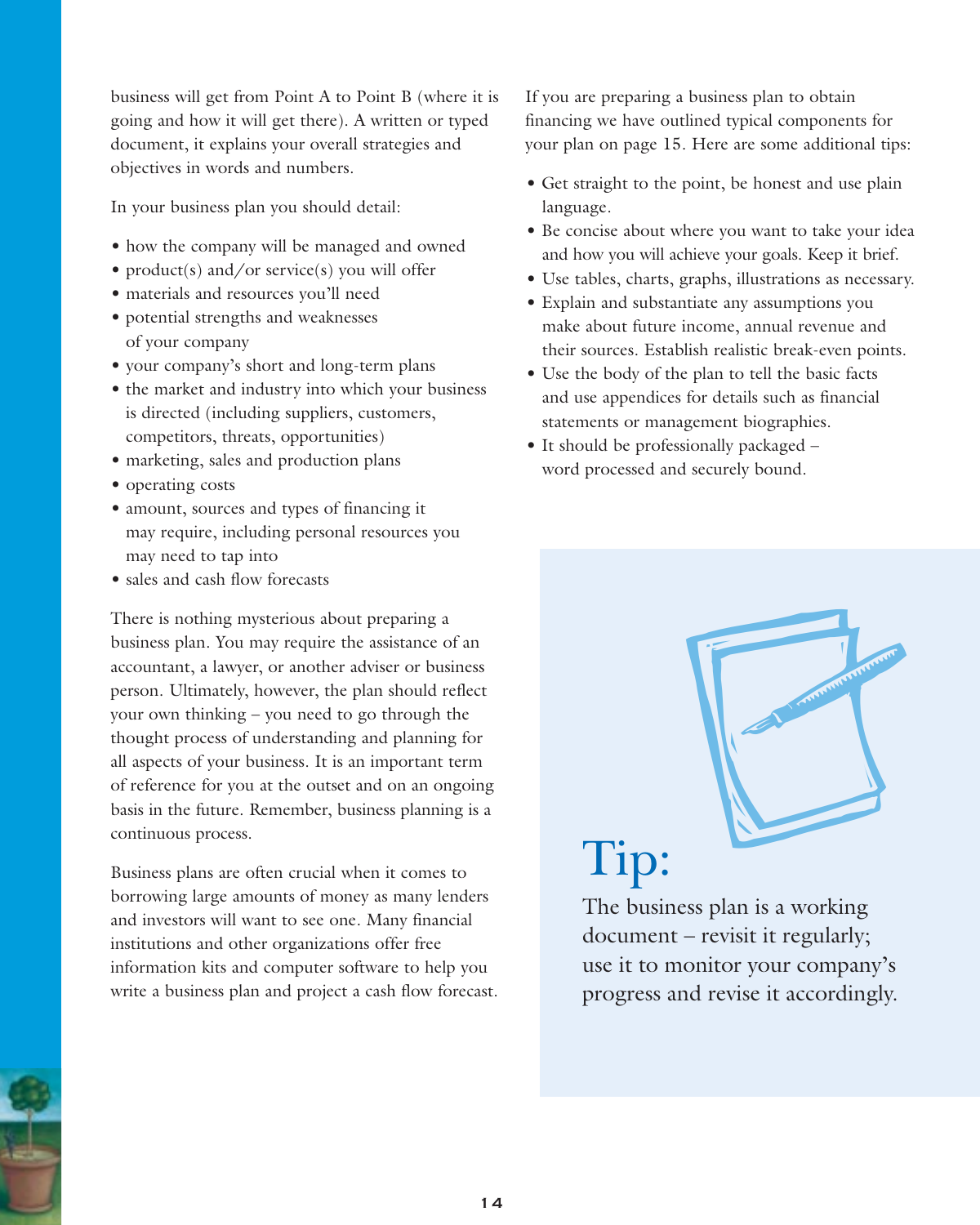business will get from Point A to Point B (where it is going and how it will get there). A written or typed document, it explains your overall strategies and objectives in words and numbers.

In your business plan you should detail:

- how the company will be managed and owned
- product(s) and/or service(s) you will offer
- materials and resources you'll need
- potential strengths and weaknesses of your company
- your company's short and long-term plans
- the market and industry into which your business is directed (including suppliers, customers, competitors, threats, opportunities)
- marketing, sales and production plans
- operating costs
- amount, sources and types of financing it may require, including personal resources you may need to tap into
- sales and cash flow forecasts

There is nothing mysterious about preparing a business plan. You may require the assistance of an accountant, a lawyer, or another adviser or business person. Ultimately, however, the plan should reflect your own thinking – you need to go through the thought process of understanding and planning for all aspects of your business. It is an important term of reference for you at the outset and on an ongoing basis in the future. Remember, business planning is a continuous process.

Business plans are often crucial when it comes to borrowing large amounts of money as many lenders and investors will want to see one. Many financial institutions and other organizations offer free information kits and computer software to help you write a business plan and project a cash flow forecast.

If you are preparing a business plan to obtain financing we have outlined typical components for your plan on page 15. Here are some additional tips:

- Get straight to the point, be honest and use plain language.
- Be concise about where you want to take your idea and how you will achieve your goals. Keep it brief.
- Use tables, charts, graphs, illustrations as necessary.
- Explain and substantiate any assumptions you make about future income, annual revenue and their sources. Establish realistic break-even points.
- Use the body of the plan to tell the basic facts and use appendices for details such as financial statements or management biographies.
- It should be professionally packaged – word processed and securely bound.

## Tip:

The business plan is a working document – revisit it regularly; use it to monitor your company's progress and revise it accordingly.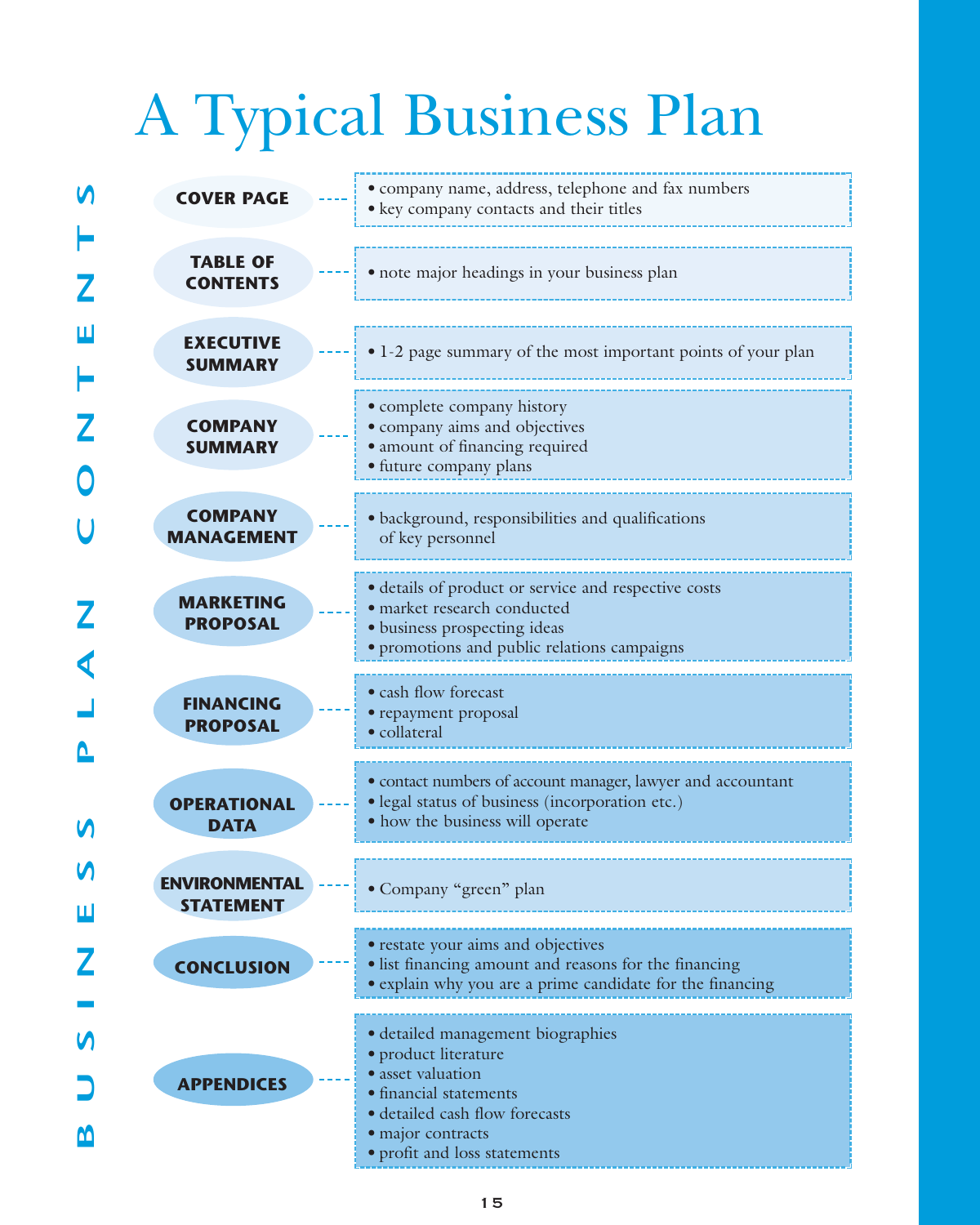# A Typical Business Plan

## BUSINESS PLAN CONTENTS

### COVER PAGE

- company name, address, telephone and fax numbers
- key company contacts and their titles

### TABLE OF CONTENTS

- note major headings in your business plan

### EXECUTIVE SUMMARY

- 1-2 page summary of the most important points of your plan

### COMPANY SUMMARY

- complete company history
- company aims and objectives
- amount of financing required
- future company plans

### COMPANY MANAGEMENT

- background, responsibilities and qualifications of key personnel

### MARKETING PROPOSAL

- details of product or service and respective costs
- market research conducted
- business prospecting ideas
- promotions and public relations campaigns

### FINANCING PROPOSAL

- cash flow forecast
- repayment proposal
- collateral

### OPERATIONAL DATA

- contact numbers of account manager, lawyer and accountant
- legal status of business (incorporation etc.)
- how the business will operate

### ENVIRONMENTAL STATEMENT

- Company “green” plan

### CONCLUSION

- restate your aims and objectives
- list financing amount and reasons for the financing
- explain why you are a prime candidate for the financing

### APPENDICES

- detailed management biographies
- product literature
- asset valuation
- financial statements
- detailed cash flow forecasts
- major contracts
- profit and loss statements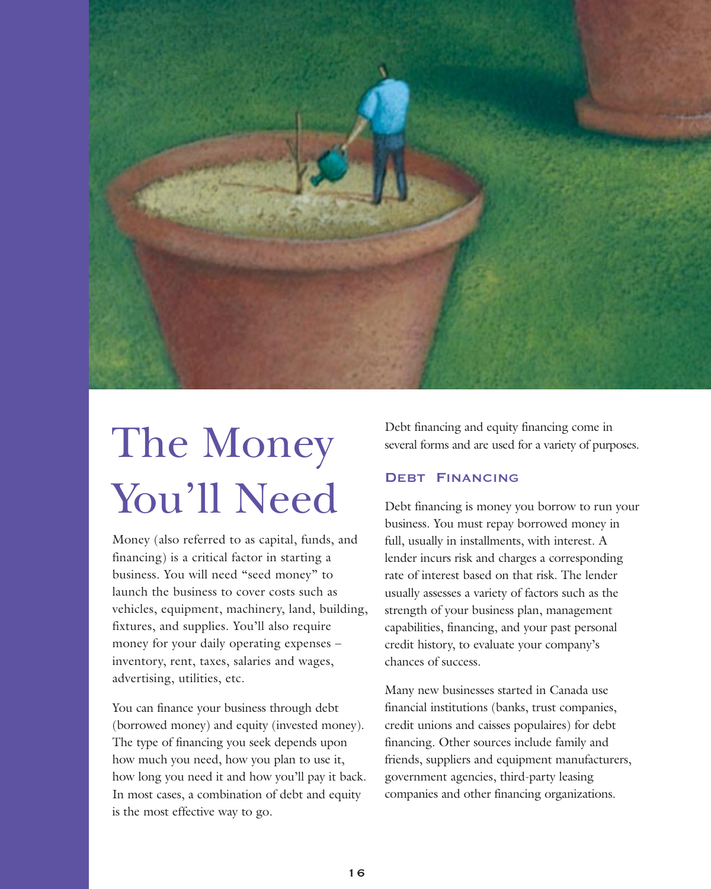# The Money You'll Need

Money (also referred to as capital, funds, and financing) is a critical factor in starting a business. You will need "seed money" to launch the business to cover costs such as vehicles, equipment, machinery, land, building, fixtures, and supplies. You'll also require money for your daily operating expenses – inventory, rent, taxes, salaries and wages, advertising, utilities, etc.

You can finance your business through debt (borrowed money) and equity (invested money). The type of financing you seek depends upon how much you need, how you plan to use it, how long you need it and how you'll pay it back. In most cases, a combination of debt and equity is the most effective way to go.

Debt financing and equity financing come in several forms and are used for a variety of purposes.

## Debt Financing

Debt financing is money you borrow to run your business. You must repay borrowed money in full, usually in installments, with interest. A lender incurs risk and charges a corresponding rate of interest based on that risk. The lender usually assesses a variety of factors such as the strength of your business plan, management capabilities, financing, and your past personal credit history, to evaluate your company's chances of success.

Many new businesses started in Canada use financial institutions (banks, trust companies, credit unions and caisses populaires) for debt financing. Other sources include family and friends, suppliers and equipment manufacturers, government agencies, third-party leasing companies and other financing organizations.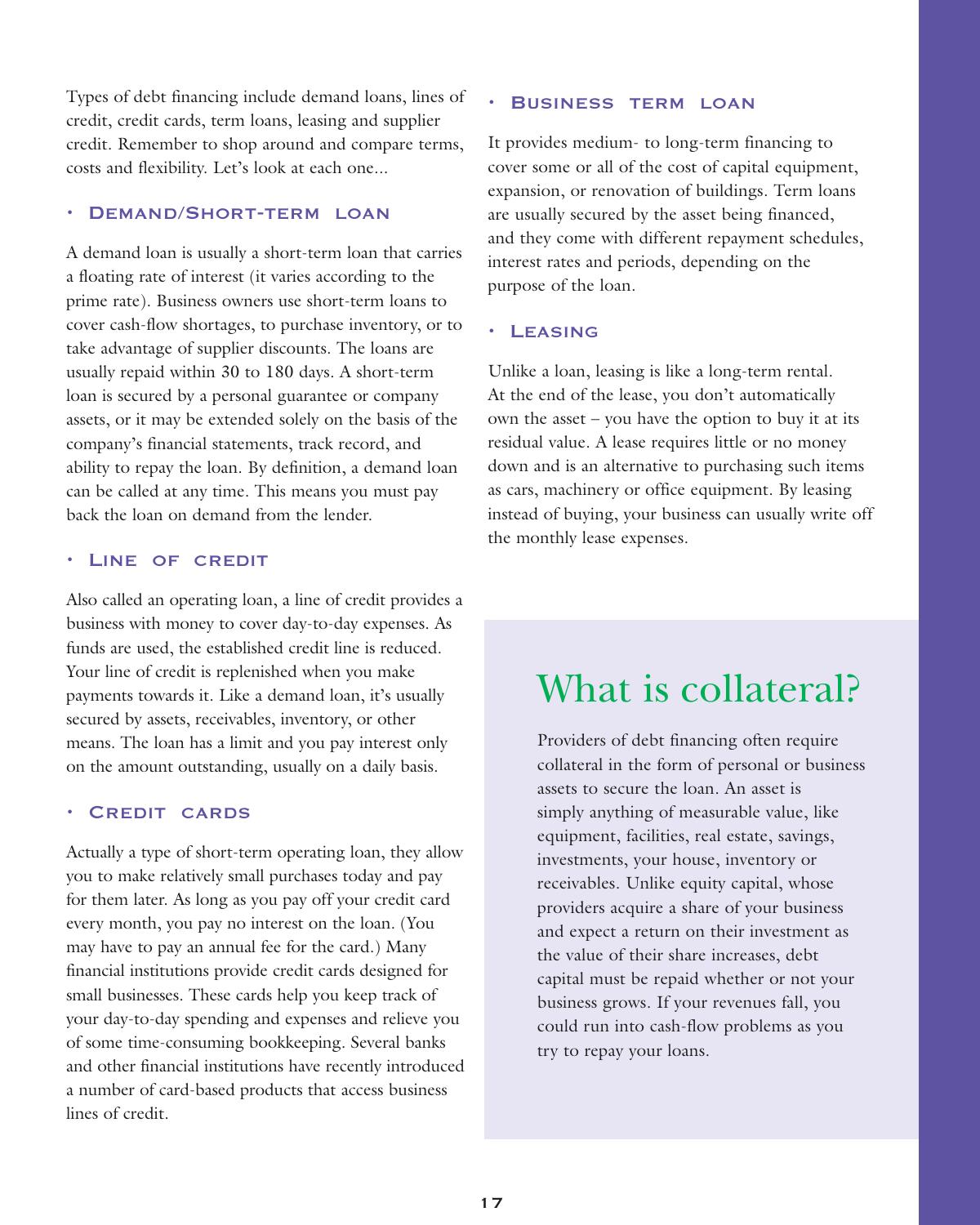Types of debt financing include demand loans, lines of credit, credit cards, term loans, leasing and supplier credit. Remember to shop around and compare terms, costs and flexibility. Let's look at each one...

### • Demand/Short-term loan

A demand loan is usually a short-term loan that carries a floating rate of interest (it varies according to the prime rate). Business owners use short-term loans to cover cash-flow shortages, to purchase inventory, or to take advantage of supplier discounts. The loans are usually repaid within 30 to 180 days. A short-term loan is secured by a personal guarantee or company assets, or it may be extended solely on the basis of the company's financial statements, track record, and ability to repay the loan. By definition, a demand loan can be called at any time. This means you must pay back the loan on demand from the lender.

### • Line of credit

Also called an operating loan, a line of credit provides a business with money to cover day-to-day expenses. As funds are used, the established credit line is reduced. Your line of credit is replenished when you make payments towards it. Like a demand loan, it's usually secured by assets, receivables, inventory, or other means. The loan has a limit and you pay interest only on the amount outstanding, usually on a daily basis.

### • Credit cards

Actually a type of short-term operating loan, they allow you to make relatively small purchases today and pay for them later. As long as you pay off your credit card every month, you pay no interest on the loan. (You may have to pay an annual fee for the card.) Many financial institutions provide credit cards designed for small businesses. These cards help you keep track of your day-to-day spending and expenses and relieve you of some time-consuming bookkeeping. Several banks and other financial institutions have recently introduced a number of card-based products that access business lines of credit.

### • Business term loan

It provides medium- to long-term financing to cover some or all of the cost of capital equipment, expansion, or renovation of buildings. Term loans are usually secured by the asset being financed, and they come with different repayment schedules, interest rates and periods, depending on the purpose of the loan.

### • Leasing

Unlike a loan, leasing is like a long-term rental. At the end of the lease, you don't automatically own the asset – you have the option to buy it at its residual value. A lease requires little or no money down and is an alternative to purchasing such items as cars, machinery or office equipment. By leasing instead of buying, your business can usually write off the monthly lease expenses.

## What is collateral?

Providers of debt financing often require collateral in the form of personal or business assets to secure the loan. An asset is simply anything of measurable value, like equipment, facilities, real estate, savings, investments, your house, inventory or receivables. Unlike equity capital, whose providers acquire a share of your business and expect a return on their investment as the value of their share increases, debt capital must be repaid whether or not your business grows. If your revenues fall, you could run into cash-flow problems as you try to repay your loans.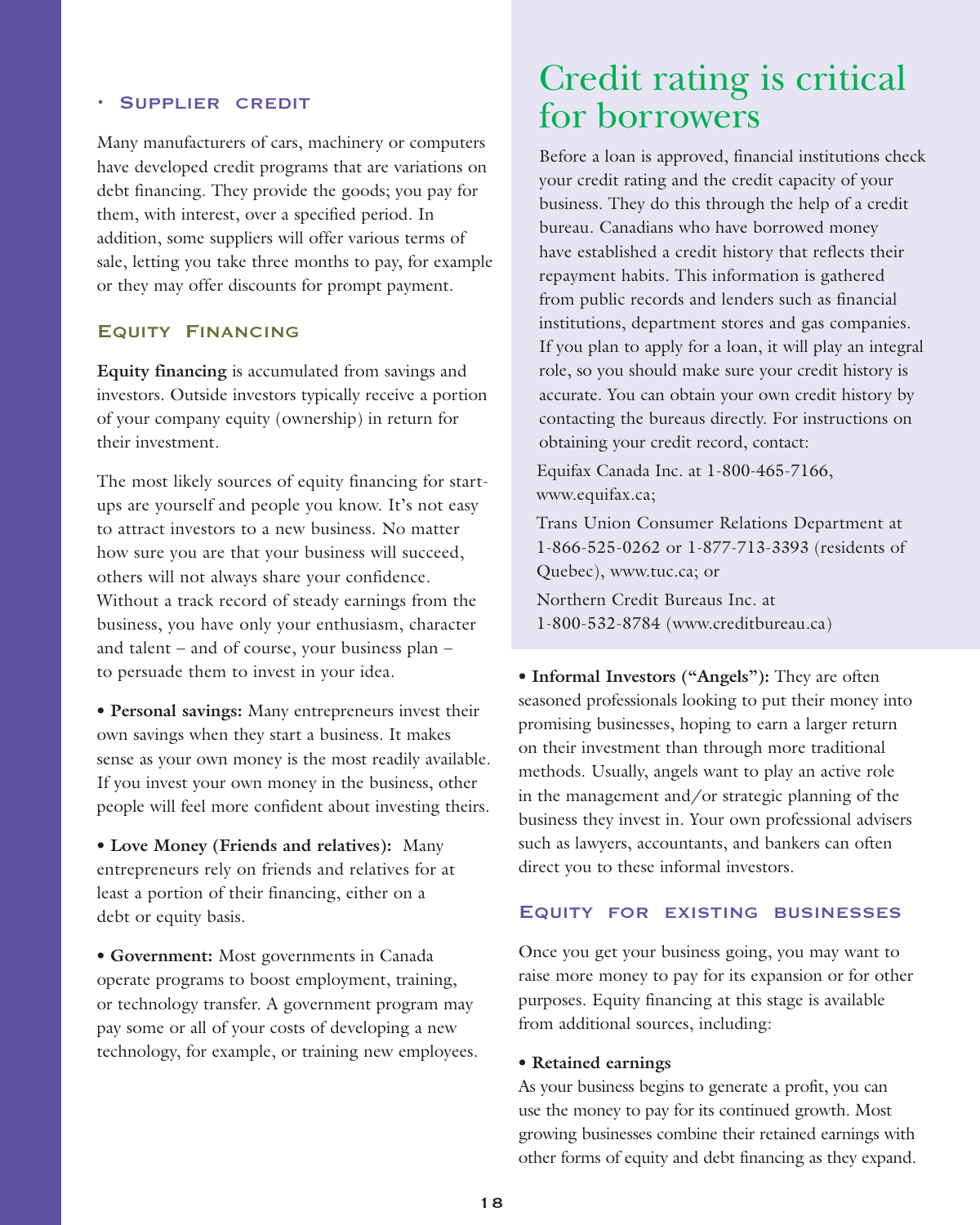### • Supplier credit

Many manufacturers of cars, machinery or computers have developed credit programs that are variations on debt financing. They provide the goods; you pay for them, with interest, over a specified period. In addition, some suppliers will offer various terms of sale, letting you take three months to pay, for example or they may offer discounts for prompt payment.

## Equity Financing

**Equity financing** is accumulated from savings and investors. Outside investors typically receive a portion of your company equity (ownership) in return for their investment.

The most likely sources of equity financing for start-ups are yourself and people you know. It's not easy to attract investors to a new business. No matter how sure you are that your business will succeed, others will not always share your confidence. Without a track record of steady earnings from the business, you have only your enthusiasm, character and talent – and of course, your business plan – to persuade them to invest in your idea.

- **Personal savings:** Many entrepreneurs invest their own savings when they start a business. It makes sense as your own money is the most readily available. If you invest your own money in the business, other people will feel more confident about investing theirs.
- **Love Money (Friends and relatives):** Many entrepreneurs rely on friends and relatives for at least a portion of their financing, either on a debt or equity basis.
- **Government:** Most governments in Canada operate programs to boost employment, training, or technology transfer. A government program may pay some or all of your costs of developing a new technology, for example, or training new employees.
- **Informal Investors ("Angels"):** They are often seasoned professionals looking to put their money into promising businesses, hoping to earn a larger return on their investment than through more traditional methods. Usually, angels want to play an active role in the management and/or strategic planning of the business they invest in. Your own professional advisers such as lawyers, accountants, and bankers can often direct you to these informal investors.

## Credit rating is critical for borrowers

Before a loan is approved, financial institutions check your credit rating and the credit capacity of your business. They do this through the help of a credit bureau. Canadians who have borrowed money have established a credit history that reflects their repayment habits. This information is gathered from public records and lenders such as financial institutions, department stores and gas companies. If you plan to apply for a loan, it will play an integral role, so you should make sure your credit history is accurate. You can obtain your own credit history by contacting the bureaus directly. For instructions on obtaining your credit record, contact:

Equifax Canada Inc. at 1-800-465-7166, www.equifax.ca;

Trans Union Consumer Relations Department at 1-866-525-0262 or 1-877-713-3393 (residents of Quebec), www.tuc.ca; or

Northern Credit Bureaus Inc. at 1-800-532-8784 (www.creditbureau.ca)

## Equity for existing businesses

Once you get your business going, you may want to raise more money to pay for its expansion or for other purposes. Equity financing at this stage is available from additional sources, including:

- **Retained earnings**

As your business begins to generate a profit, you can use the money to pay for its continued growth. Most growing businesses combine their retained earnings with other forms of equity and debt financing as they expand.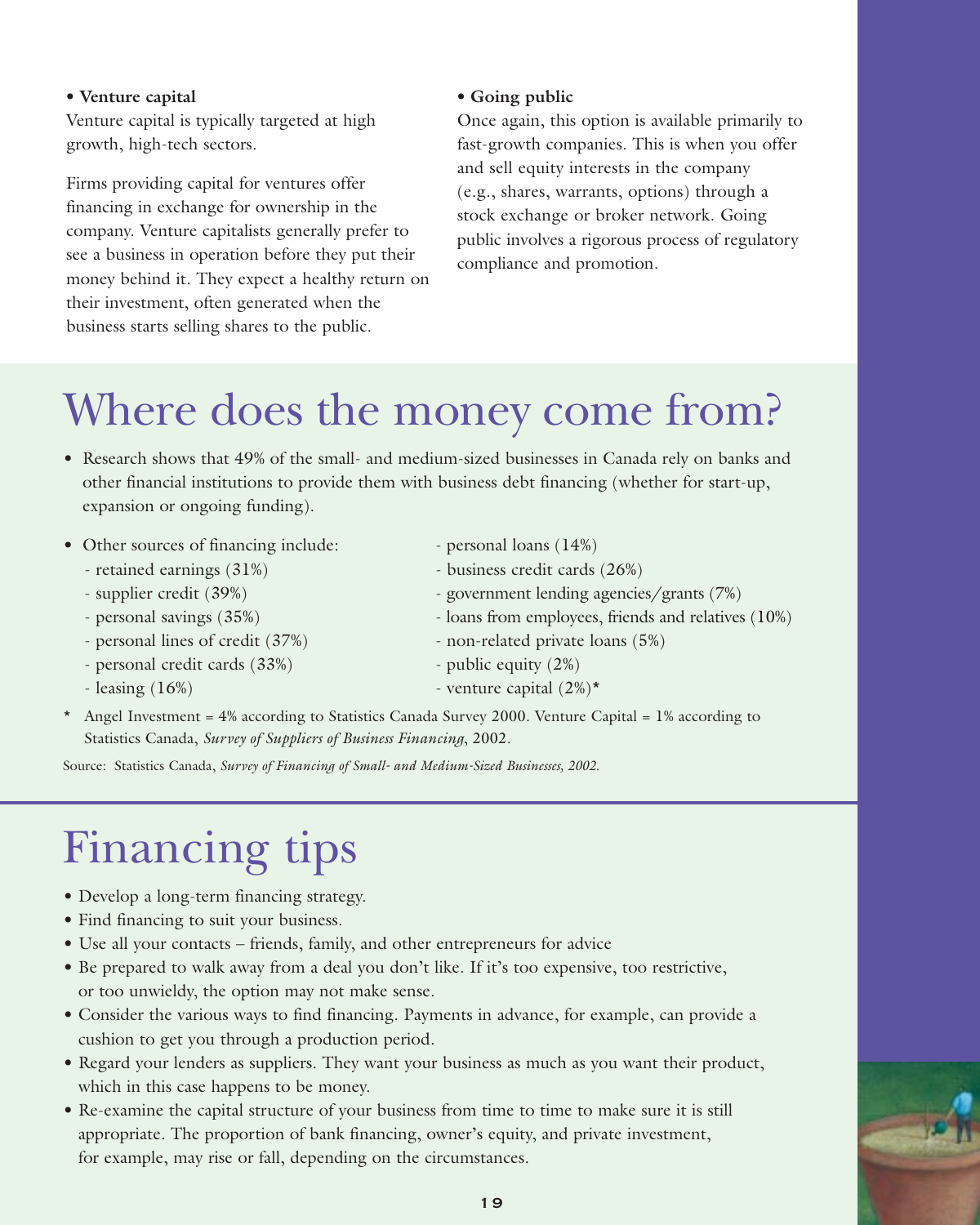- **Venture capital**

Venture capital is typically targeted at high growth, high-tech sectors.

Firms providing capital for ventures offer financing in exchange for ownership in the company. Venture capitalists generally prefer to see a business in operation before they put their money behind it. They expect a healthy return on their investment, often generated when the business starts selling shares to the public.

- **Going public**

Once again, this option is available primarily to fast-growth companies. This is when you offer and sell equity interests in the company (e.g., shares, warrants, options) through a stock exchange or broker network. Going public involves a rigorous process of regulatory compliance and promotion.

# Where does the money come from?

- Research shows that 49% of the small- and medium-sized businesses in Canada rely on banks and other financial institutions to provide them with business debt financing (whether for start-up, expansion or ongoing funding).
- Other sources of financing include:
  - retained earnings (31%)
  - supplier credit (39%)
  - personal savings (35%)
  - personal lines of credit (37%)
  - personal credit cards (33%)
  - leasing (16%)
  - personal loans (14%)
  - business credit cards (26%)
  - government lending agencies/grants (7%)
  - loans from employees, friends and relatives (10%)
  - non-related private loans (5%)
  - public equity (2%)
  - venture capital (2%)*

\* Angel Investment = 4% according to Statistics Canada Survey 2000. Venture Capital = 1% according to Statistics Canada, *Survey of Suppliers of Business Financing*, 2002.

Source: Statistics Canada, *Survey of Financing of Small- and Medium-Sized Businesses, 2002.*

# Financing tips

- Develop a long-term financing strategy.
- Find financing to suit your business.
- Use all your contacts – friends, family, and other entrepreneurs for advice
- Be prepared to walk away from a deal you don't like. If it's too expensive, too restrictive, or too unwieldy, the option may not make sense.
- Consider the various ways to find financing. Payments in advance, for example, can provide a cushion to get you through a production period.
- Regard your lenders as suppliers. They want your business as much as you want their product, which in this case happens to be money.
- Re-examine the capital structure of your business from time to time to make sure it is still appropriate. The proportion of bank financing, owner's equity, and private investment, for example, may rise or fall, depending on the circumstances.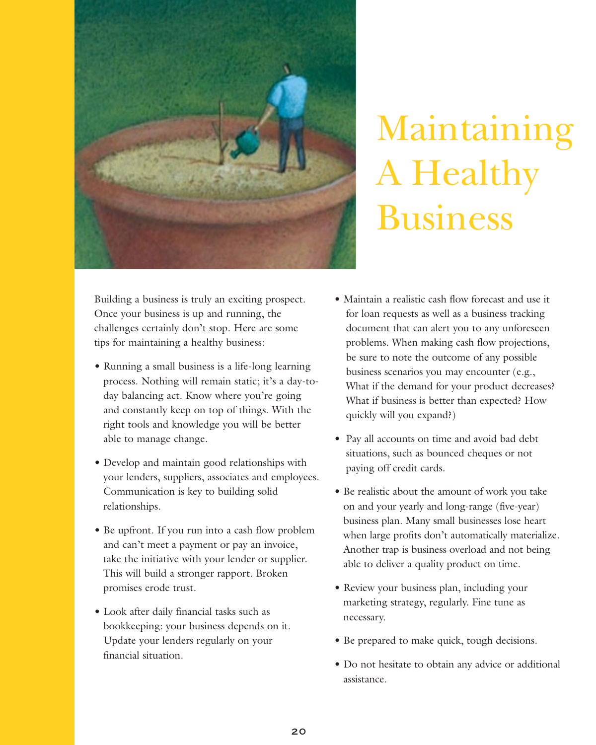# Maintaining A Healthy Business

Building a business is truly an exciting prospect. Once your business is up and running, the challenges certainly don't stop. Here are some tips for maintaining a healthy business:

- Running a small business is a life-long learning process. Nothing will remain static; it's a day-to-day balancing act. Know where you're going and constantly keep on top of things. With the right tools and knowledge you will be better able to manage change.
- Develop and maintain good relationships with your lenders, suppliers, associates and employees. Communication is key to building solid relationships.
- Be upfront. If you run into a cash flow problem and can't meet a payment or pay an invoice, take the initiative with your lender or supplier. This will build a stronger rapport. Broken promises erode trust.
- Look after daily financial tasks such as bookkeeping: your business depends on it. Update your lenders regularly on your financial situation.
- Maintain a realistic cash flow forecast and use it for loan requests as well as a business tracking document that can alert you to any unforeseen problems. When making cash flow projections, be sure to note the outcome of any possible business scenarios you may encounter (e.g., What if the demand for your product decreases? What if business is better than expected? How quickly will you expand?)
- Pay all accounts on time and avoid bad debt situations, such as bounced cheques or not paying off credit cards.
- Be realistic about the amount of work you take on and your yearly and long-range (five-year) business plan. Many small businesses lose heart when large profits don't automatically materialize. Another trap is business overload and not being able to deliver a quality product on time.
- Review your business plan, including your marketing strategy, regularly. Fine tune as necessary.
- Be prepared to make quick, tough decisions.
- Do not hesitate to obtain any advice or additional assistance.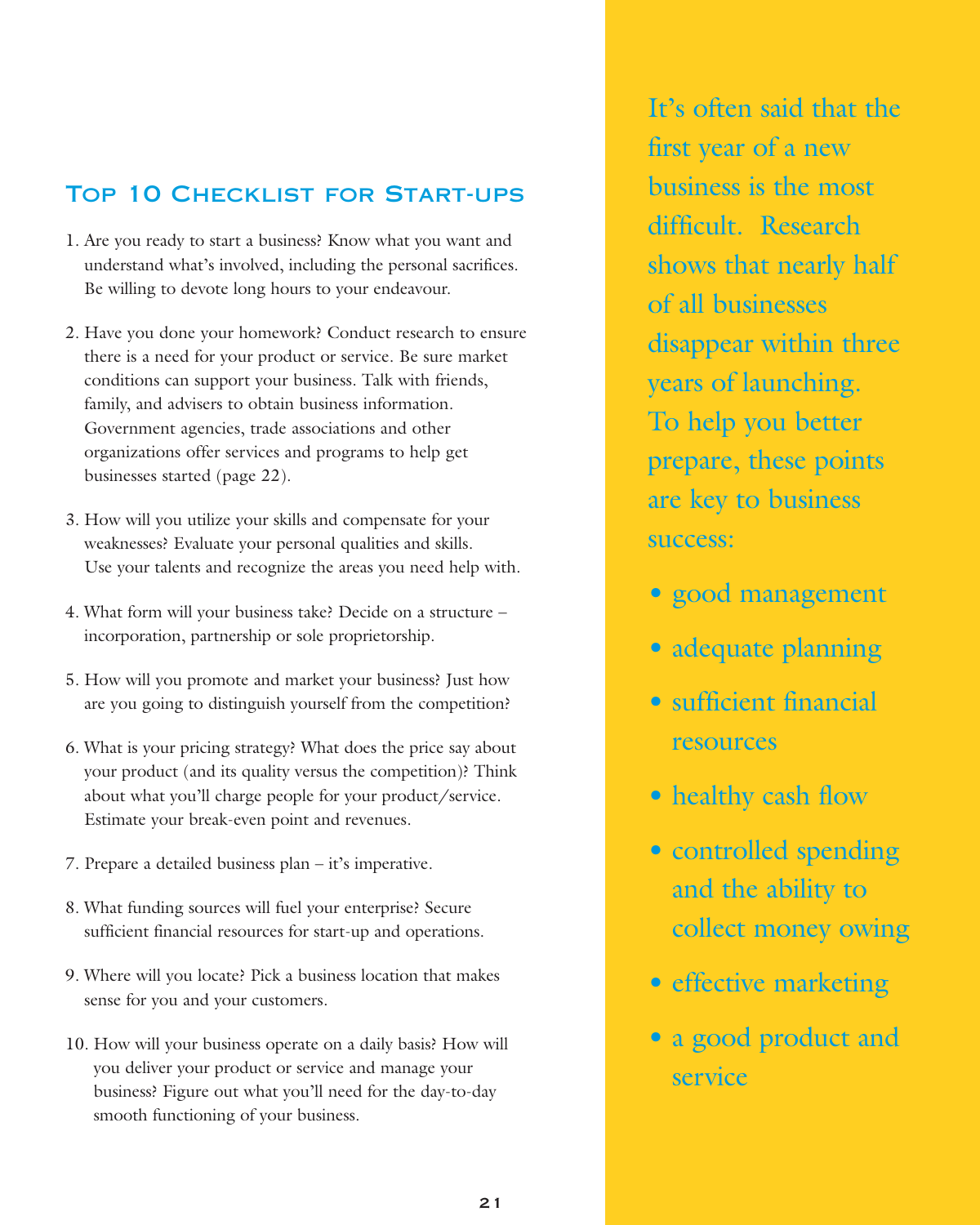## Top 10 Checklist for Start-ups

1. Are you ready to start a business? Know what you want and understand what's involved, including the personal sacrifices. Be willing to devote long hours to your endeavour.

2. Have you done your homework? Conduct research to ensure there is a need for your product or service. Be sure market conditions can support your business. Talk with friends, family, and advisers to obtain business information. Government agencies, trade associations and other organizations offer services and programs to help get businesses started (page 22).

3. How will you utilize your skills and compensate for your weaknesses? Evaluate your personal qualities and skills. Use your talents and recognize the areas you need help with.

4. What form will your business take? Decide on a structure – incorporation, partnership or sole proprietorship.

5. How will you promote and market your business? Just how are you going to distinguish yourself from the competition?

6. What is your pricing strategy? What does the price say about your product (and its quality versus the competition)? Think about what you'll charge people for your product/service. Estimate your break-even point and revenues.

7. Prepare a detailed business plan – it's imperative.

8. What funding sources will fuel your enterprise? Secure sufficient financial resources for start-up and operations.

9. Where will you locate? Pick a business location that makes sense for you and your customers.

10. How will your business operate on a daily basis? How will you deliver your product or service and manage your business? Figure out what you'll need for the day-to-day smooth functioning of your business.

It's often said that the first year of a new business is the most difficult. Research shows that nearly half of all businesses disappear within three years of launching. To help you better prepare, these points are key to business success:

- good management
- adequate planning
- sufficient financial resources
- healthy cash flow
- controlled spending and the ability to collect money owing
- effective marketing
- a good product and service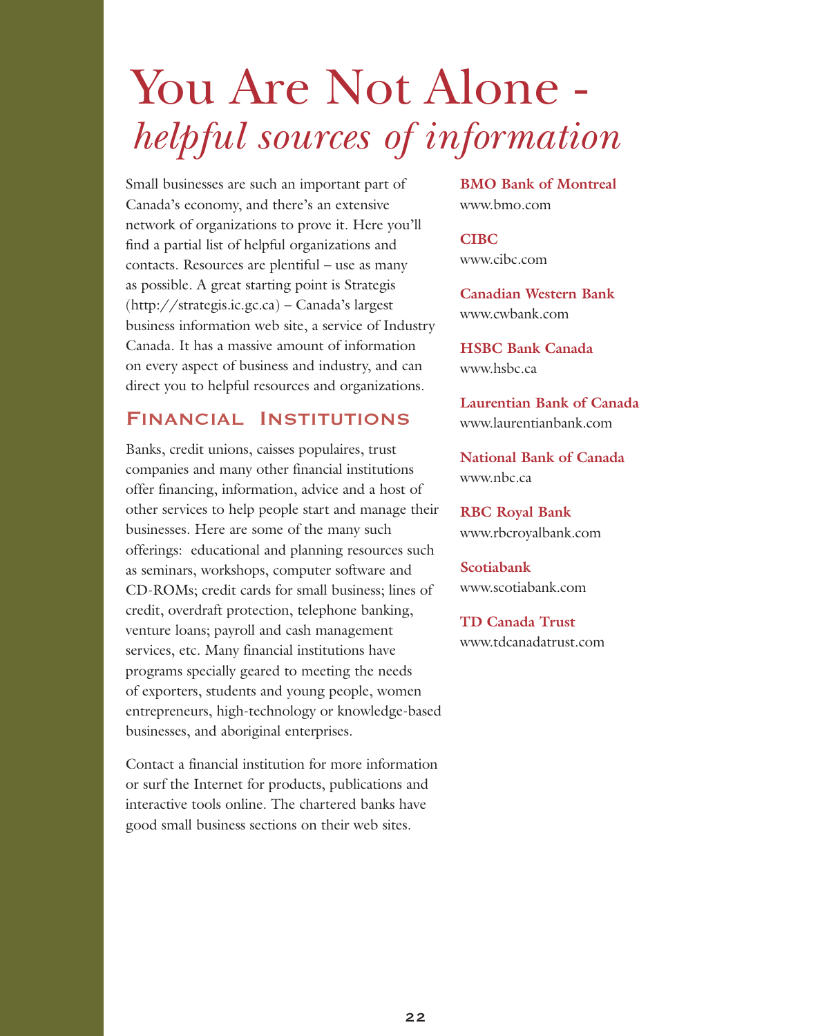# You Are Not Alone - *helpful sources of information*

Small businesses are such an important part of Canada's economy, and there's an extensive network of organizations to prove it. Here you'll find a partial list of helpful organizations and contacts. Resources are plentiful – use as many as possible. A great starting point is Strategis (http://strategis.ic.gc.ca) – Canada's largest business information web site, a service of Industry Canada. It has a massive amount of information on every aspect of business and industry, and can direct you to helpful resources and organizations.

## Financial Institutions

Banks, credit unions, caisses populaires, trust companies and many other financial institutions offer financing, information, advice and a host of other services to help people start and manage their businesses. Here are some of the many such offerings: educational and planning resources such as seminars, workshops, computer software and CD-ROMs; credit cards for small business; lines of credit, overdraft protection, telephone banking, venture loans; payroll and cash management services, etc. Many financial institutions have programs specially geared to meeting the needs of exporters, students and young people, women entrepreneurs, high-technology or knowledge-based businesses, and aboriginal enterprises.

Contact a financial institution for more information or surf the Internet for products, publications and interactive tools online. The chartered banks have good small business sections on their web sites.

**BMO Bank of Montreal**
www.bmo.com

**CIBC**
www.cibc.com

**Canadian Western Bank**
www.cwbank.com

**HSBC Bank Canada**
www.hsbc.ca

**Laurentian Bank of Canada**
www.laurentianbank.com

**National Bank of Canada**
www.nbc.ca

**RBC Royal Bank**
www.rbcroyalbank.com

**Scotiabank**
www.scotiabank.com

**TD Canada Trust**
www.tdcanadatrust.com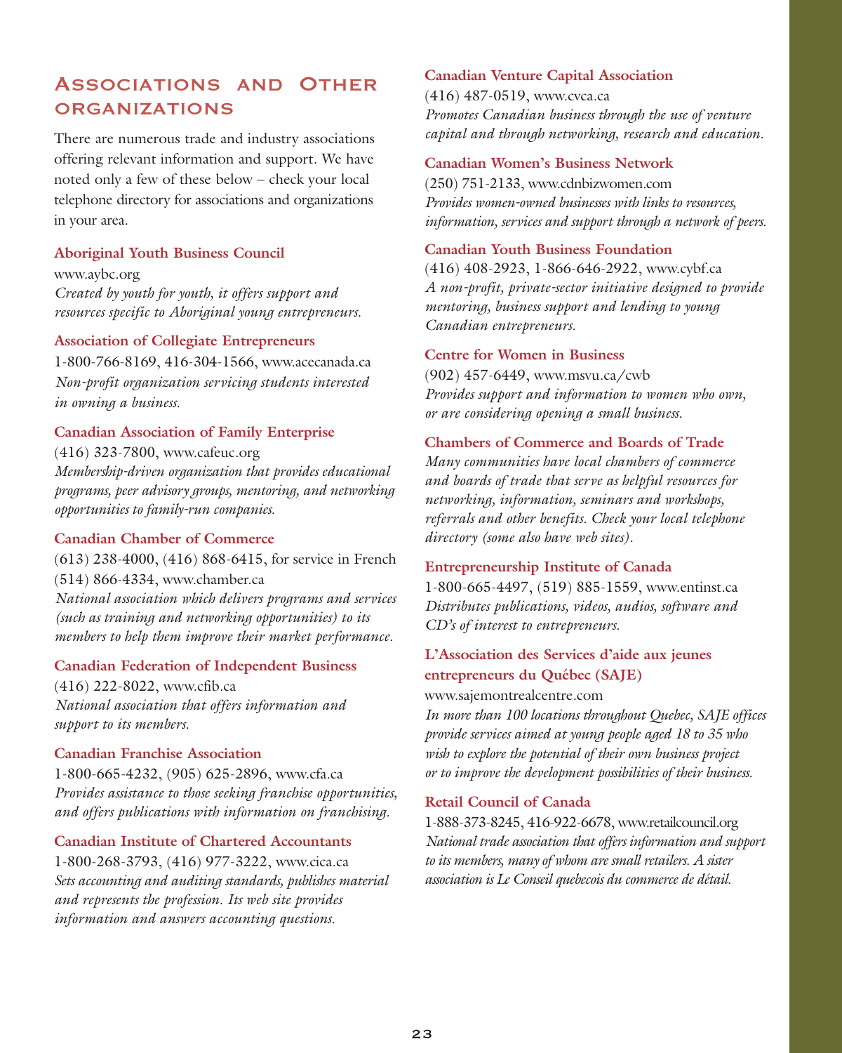## Associations and Other organizations

There are numerous trade and industry associations offering relevant information and support. We have noted only a few of these below – check your local telephone directory for associations and organizations in your area.

**Aboriginal Youth Business Council**
www.aybc.org
*Created by youth for youth, it offers support and resources specific to Aboriginal young entrepreneurs.*

**Association of Collegiate Entrepreneurs**
1-800-766-8169, 416-304-1566, www.acecanada.ca
*Non-profit organization servicing students interested in owning a business.*

**Canadian Association of Family Enterprise**
(416) 323-7800, www.cafeuc.org
*Membership-driven organization that provides educational programs, peer advisory groups, mentoring, and networking opportunities to family-run companies.*

**Canadian Chamber of Commerce**
(613) 238-4000, (416) 868-6415, for service in French (514) 866-4334, www.chamber.ca
*National association which delivers programs and services (such as training and networking opportunities) to its members to help them improve their market performance.*

**Canadian Federation of Independent Business**
(416) 222-8022, www.cfib.ca
*National association that offers information and support to its members.*

**Canadian Franchise Association**
1-800-665-4232, (905) 625-2896, www.cfa.ca
*Provides assistance to those seeking franchise opportunities, and offers publications with information on franchising.*

**Canadian Institute of Chartered Accountants**
1-800-268-3793, (416) 977-3222, www.cica.ca
*Sets accounting and auditing standards, publishes material and represents the profession. Its web site provides information and answers accounting questions.*

**Canadian Venture Capital Association**
(416) 487-0519, www.cvca.ca
*Promotes Canadian business through the use of venture capital and through networking, research and education.*

**Canadian Women's Business Network**
(250) 751-2133, www.cdnbizwomen.com
*Provides women-owned businesses with links to resources, information, services and support through a network of peers.*

**Canadian Youth Business Foundation**
(416) 408-2923, 1-866-646-2922, www.cybf.ca
*A non-profit, private-sector initiative designed to provide mentoring, business support and lending to young Canadian entrepreneurs.*

**Centre for Women in Business**
(902) 457-6449, www.msvu.ca/cwb
*Provides support and information to women who own, or are considering opening a small business.*

**Chambers of Commerce and Boards of Trade**
*Many communities have local chambers of commerce and boards of trade that serve as helpful resources for networking, information, seminars and workshops, referrals and other benefits. Check your local telephone directory (some also have web sites).*

**Entrepreneurship Institute of Canada**
1-800-665-4497, (519) 885-1559, www.entinst.ca
*Distributes publications, videos, audios, software and CD's of interest to entrepreneurs.*

**L'Association des Services d'aide aux jeunes entrepreneurs du Québec (SAJE)**
www.sajemontrealcentre.com
*In more than 100 locations throughout Quebec, SAJE offices provide services aimed at young people aged 18 to 35 who wish to explore the potential of their own business project or to improve the development possibilities of their business.*

**Retail Council of Canada**
1-888-373-8245, 416-922-6678, www.retailcouncil.org
*National trade association that offers information and support to its members, many of whom are small retailers. A sister association is Le Conseil quebecois du commerce de détail.*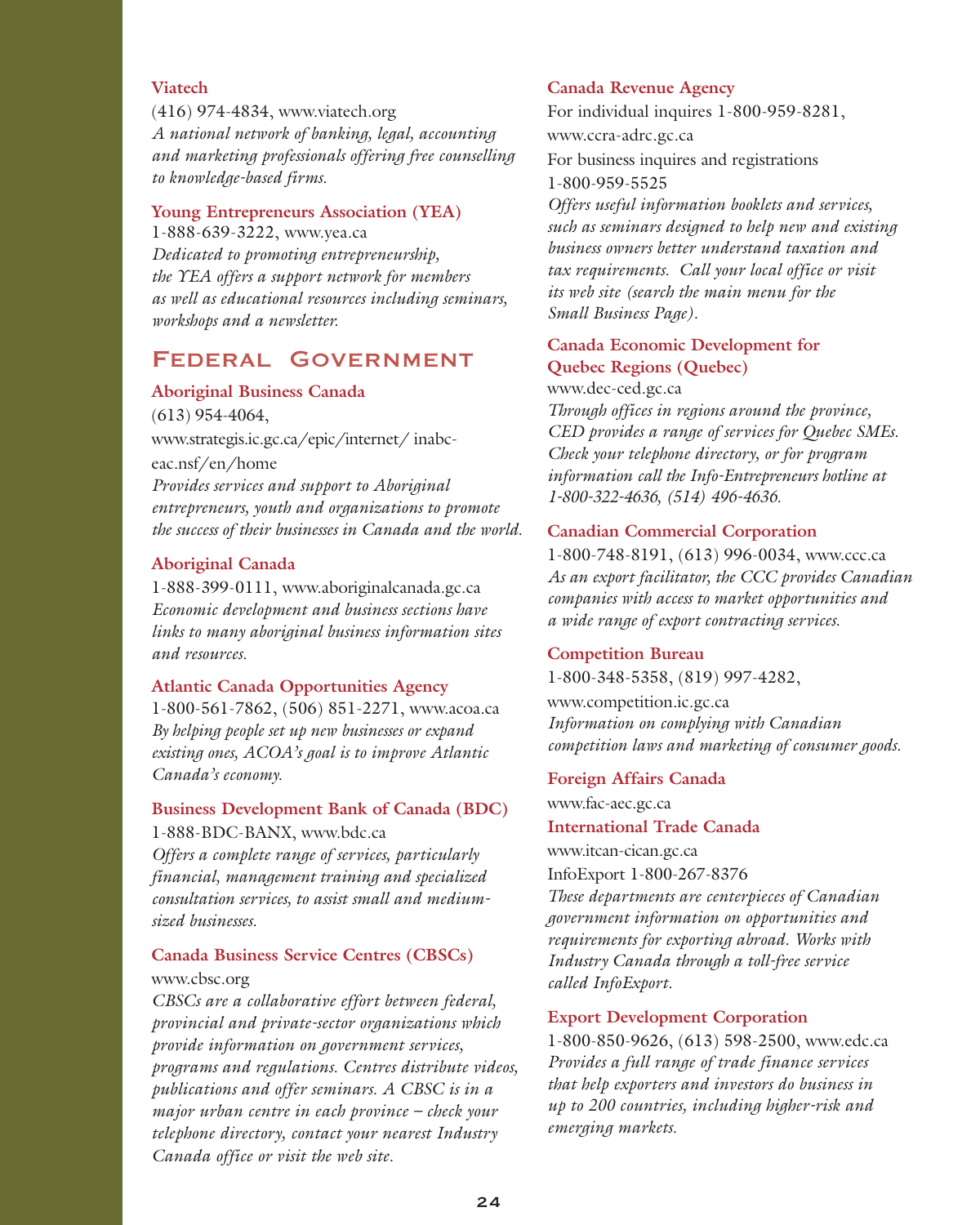**Viatech**
(416) 974-4834, www.viatech.org
*A national network of banking, legal, accounting and marketing professionals offering free counselling to knowledge-based firms.*

**Young Entrepreneurs Association (YEA)**
1-888-639-3222, www.yea.ca
*Dedicated to promoting entrepreneurship, the YEA offers a support network for members as well as educational resources including seminars, workshops and a newsletter.*

## Federal Government

**Aboriginal Business Canada**
(613) 954-4064,
www.strategis.ic.gc.ca/epic/internet/ inabc-eac.nsf/en/home
*Provides services and support to Aboriginal entrepreneurs, youth and organizations to promote the success of their businesses in Canada and the world.*

**Aboriginal Canada**
1-888-399-0111, www.aboriginalcanada.gc.ca
*Economic development and business sections have links to many aboriginal business information sites and resources.*

**Atlantic Canada Opportunities Agency**
1-800-561-7862, (506) 851-2271, www.acoa.ca
*By helping people set up new businesses or expand existing ones, ACOA's goal is to improve Atlantic Canada's economy.*

**Business Development Bank of Canada (BDC)**
1-888-BDC-BANX, www.bdc.ca
*Offers a complete range of services, particularly financial, management training and specialized consultation services, to assist small and medium-sized businesses.*

**Canada Business Service Centres (CBSCs)**
www.cbsc.org
*CBSCs are a collaborative effort between federal, provincial and private-sector organizations which provide information on government services, programs and regulations. Centres distribute videos, publications and offer seminars. A CBSC is in a major urban centre in each province – check your telephone directory, contact your nearest Industry Canada office or visit the web site.*

**Canada Revenue Agency**
For individual inquires 1-800-959-8281, www.ccra-adrc.gc.ca
For business inquires and registrations 1-800-959-5525
*Offers useful information booklets and services, such as seminars designed to help new and existing business owners better understand taxation and tax requirements. Call your local office or visit its web site (search the main menu for the Small Business Page).*

**Canada Economic Development for Quebec Regions (Quebec)**
www.dec-ced.gc.ca
*Through offices in regions around the province, CED provides a range of services for Quebec SMEs. Check your telephone directory, or for program information call the Info-Entrepreneurs hotline at 1-800-322-4636, (514) 496-4636.*

**Canadian Commercial Corporation**
1-800-748-8191, (613) 996-0034, www.ccc.ca
*As an export facilitator, the CCC provides Canadian companies with access to market opportunities and a wide range of export contracting services.*

**Competition Bureau**
1-800-348-5358, (819) 997-4282, www.competition.ic.gc.ca
*Information on complying with Canadian competition laws and marketing of consumer goods.*

**Foreign Affairs Canada**
www.fac-aec.gc.ca

**International Trade Canada**
www.itcan-cican.gc.ca
InfoExport 1-800-267-8376
*These departments are centerpieces of Canadian government information on opportunities and requirements for exporting abroad. Works with Industry Canada through a toll-free service called InfoExport.*

**Export Development Corporation**
1-800-850-9626, (613) 598-2500, www.edc.ca
*Provides a full range of trade finance services that help exporters and investors do business in up to 200 countries, including higher-risk and emerging markets.*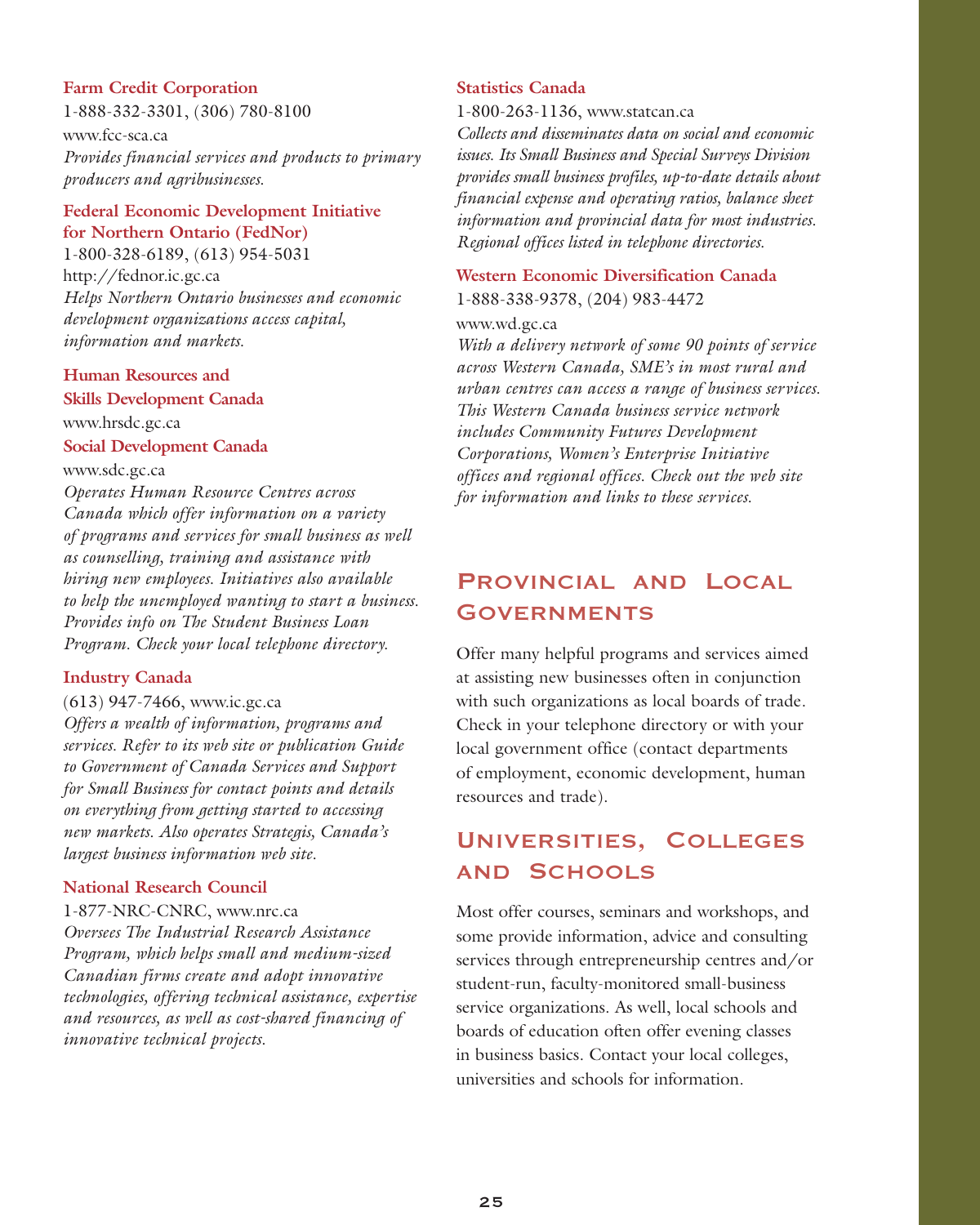**Farm Credit Corporation**

1-888-332-3301, (306) 780-8100

www.fcc-sca.ca

*Provides financial services and products to primary producers and agribusinesses.*

**Federal Economic Development Initiative for Northern Ontario (FedNor)**

1-800-328-6189, (613) 954-5031

http://fednor.ic.gc.ca

*Helps Northern Ontario businesses and economic development organizations access capital, information and markets.*

**Human Resources and Skills Development Canada**

www.hrsdc.gc.ca

**Social Development Canada**

www.sdc.gc.ca

*Operates Human Resource Centres across Canada which offer information on a variety of programs and services for small business as well as counselling, training and assistance with hiring new employees. Initiatives also available to help the unemployed wanting to start a business. Provides info on The Student Business Loan Program. Check your local telephone directory.*

**Industry Canada**

(613) 947-7466, www.ic.gc.ca

*Offers a wealth of information, programs and services. Refer to its web site or publication Guide to Government of Canada Services and Support for Small Business for contact points and details on everything from getting started to accessing new markets. Also operates Strategis, Canada's largest business information web site.*

**National Research Council**

1-877-NRC-CNRC, www.nrc.ca

*Oversees The Industrial Research Assistance Program, which helps small and medium-sized Canadian firms create and adopt innovative technologies, offering technical assistance, expertise and resources, as well as cost-shared financing of innovative technical projects.*

**Statistics Canada**

1-800-263-1136, www.statcan.ca

*Collects and disseminates data on social and economic issues. Its Small Business and Special Surveys Division provides small business profiles, up-to-date details about financial expense and operating ratios, balance sheet information and provincial data for most industries. Regional offices listed in telephone directories.*

**Western Economic Diversification Canada**

1-888-338-9378, (204) 983-4472

www.wd.gc.ca

*With a delivery network of some 90 points of service across Western Canada, SME's in most rural and urban centres can access a range of business services. This Western Canada business service network includes Community Futures Development Corporations, Women's Enterprise Initiative offices and regional offices. Check out the web site for information and links to these services.*

## Provincial and Local Governments

Offer many helpful programs and services aimed at assisting new businesses often in conjunction with such organizations as local boards of trade. Check in your telephone directory or with your local government office (contact departments of employment, economic development, human resources and trade).

## Universities, Colleges and Schools

Most offer courses, seminars and workshops, and some provide information, advice and consulting services through entrepreneurship centres and/or student-run, faculty-monitored small-business service organizations. As well, local schools and boards of education often offer evening classes in business basics. Contact your local colleges, universities and schools for information.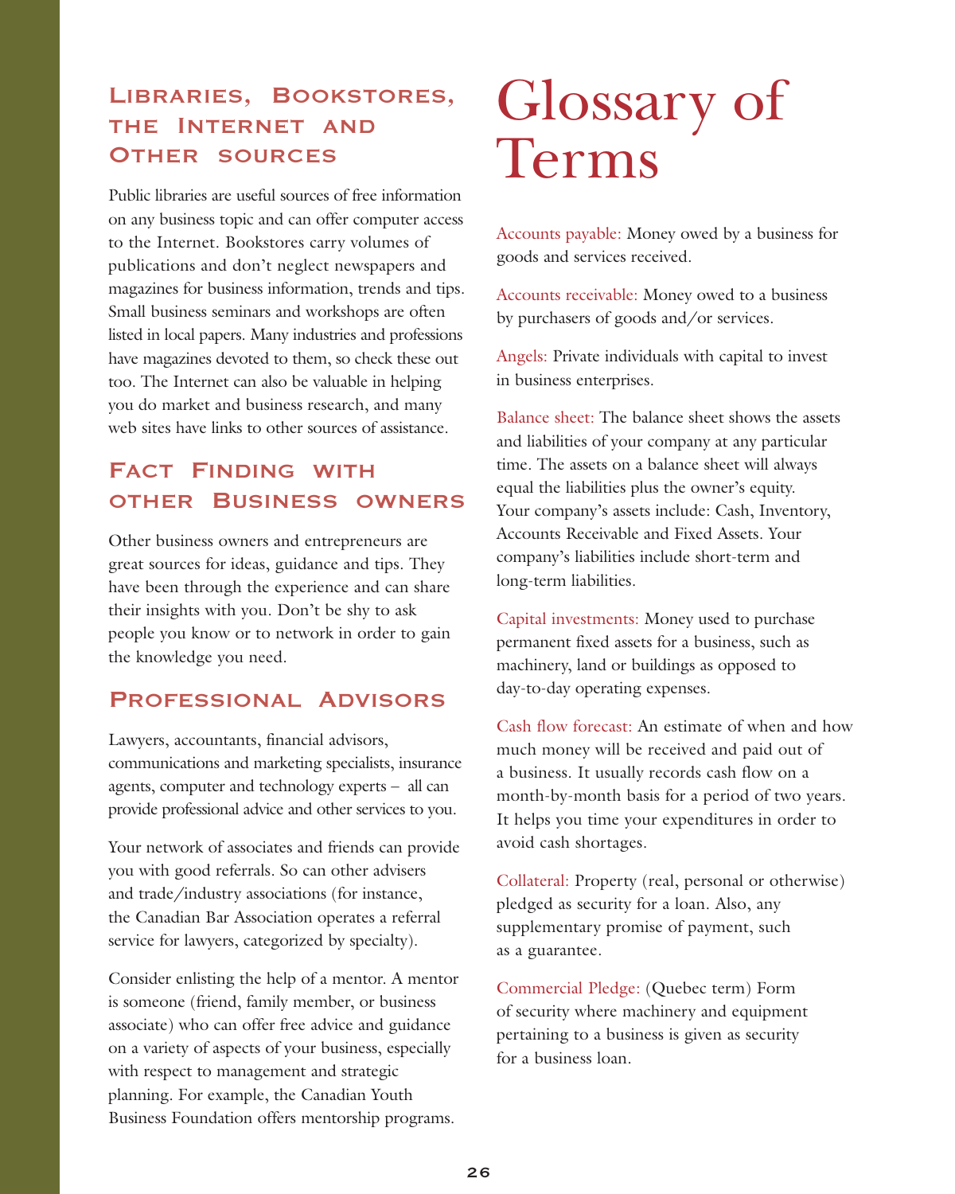## Libraries, Bookstores, the Internet and Other sources

Public libraries are useful sources of free information on any business topic and can offer computer access to the Internet. Bookstores carry volumes of publications and don't neglect newspapers and magazines for business information, trends and tips. Small business seminars and workshops are often listed in local papers. Many industries and professions have magazines devoted to them, so check these out too. The Internet can also be valuable in helping you do market and business research, and many web sites have links to other sources of assistance.

## Fact Finding with other Business owners

Other business owners and entrepreneurs are great sources for ideas, guidance and tips. They have been through the experience and can share their insights with you. Don't be shy to ask people you know or to network in order to gain the knowledge you need.

## Professional Advisors

Lawyers, accountants, financial advisors, communications and marketing specialists, insurance agents, computer and technology experts – all can provide professional advice and other services to you.

Your network of associates and friends can provide you with good referrals. So can other advisers and trade/industry associations (for instance, the Canadian Bar Association operates a referral service for lawyers, categorized by specialty).

Consider enlisting the help of a mentor. A mentor is someone (friend, family member, or business associate) who can offer free advice and guidance on a variety of aspects of your business, especially with respect to management and strategic planning. For example, the Canadian Youth Business Foundation offers mentorship programs.

# Glossary of Terms

Accounts payable: Money owed by a business for goods and services received.

Accounts receivable: Money owed to a business by purchasers of goods and/or services.

Angels: Private individuals with capital to invest in business enterprises.

Balance sheet: The balance sheet shows the assets and liabilities of your company at any particular time. The assets on a balance sheet will always equal the liabilities plus the owner's equity. Your company's assets include: Cash, Inventory, Accounts Receivable and Fixed Assets. Your company's liabilities include short-term and long-term liabilities.

Capital investments: Money used to purchase permanent fixed assets for a business, such as machinery, land or buildings as opposed to day-to-day operating expenses.

Cash flow forecast: An estimate of when and how much money will be received and paid out of a business. It usually records cash flow on a month-by-month basis for a period of two years. It helps you time your expenditures in order to avoid cash shortages.

Collateral: Property (real, personal or otherwise) pledged as security for a loan. Also, any supplementary promise of payment, such as a guarantee.

Commercial Pledge: (Quebec term) Form of security where machinery and equipment pertaining to a business is given as security for a business loan.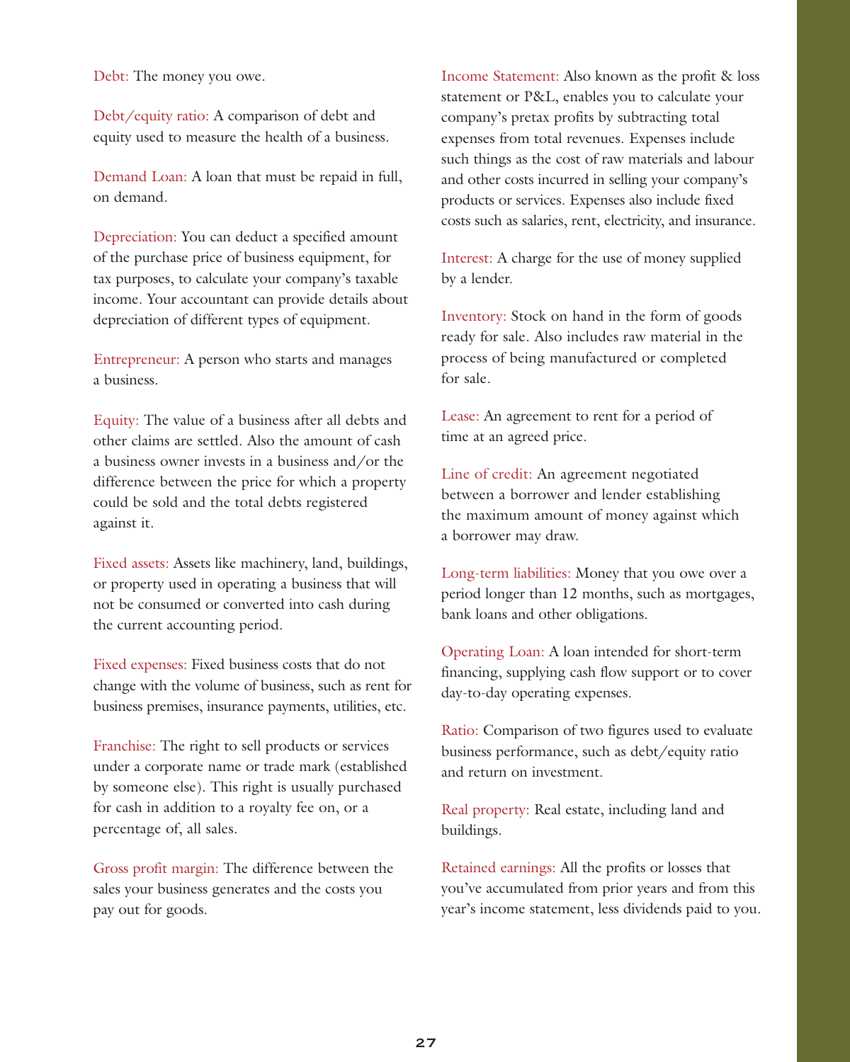**Debt:** The money you owe.

**Debt/equity ratio:** A comparison of debt and equity used to measure the health of a business.

**Demand Loan:** A loan that must be repaid in full, on demand.

**Depreciation:** You can deduct a specified amount of the purchase price of business equipment, for tax purposes, to calculate your company's taxable income. Your accountant can provide details about depreciation of different types of equipment.

**Entrepreneur:** A person who starts and manages a business.

**Equity:** The value of a business after all debts and other claims are settled. Also the amount of cash a business owner invests in a business and/or the difference between the price for which a property could be sold and the total debts registered against it.

**Fixed assets:** Assets like machinery, land, buildings, or property used in operating a business that will not be consumed or converted into cash during the current accounting period.

**Fixed expenses:** Fixed business costs that do not change with the volume of business, such as rent for business premises, insurance payments, utilities, etc.

**Franchise:** The right to sell products or services under a corporate name or trade mark (established by someone else). This right is usually purchased for cash in addition to a royalty fee on, or a percentage of, all sales.

**Gross profit margin:** The difference between the sales your business generates and the costs you pay out for goods.

**Income Statement:** Also known as the profit & loss statement or P&L, enables you to calculate your company's pretax profits by subtracting total expenses from total revenues. Expenses include such things as the cost of raw materials and labour and other costs incurred in selling your company's products or services. Expenses also include fixed costs such as salaries, rent, electricity, and insurance.

**Interest:** A charge for the use of money supplied by a lender.

**Inventory:** Stock on hand in the form of goods ready for sale. Also includes raw material in the process of being manufactured or completed for sale.

**Lease:** An agreement to rent for a period of time at an agreed price.

**Line of credit:** An agreement negotiated between a borrower and lender establishing the maximum amount of money against which a borrower may draw.

**Long-term liabilities:** Money that you owe over a period longer than 12 months, such as mortgages, bank loans and other obligations.

**Operating Loan:** A loan intended for short-term financing, supplying cash flow support or to cover day-to-day operating expenses.

**Ratio:** Comparison of two figures used to evaluate business performance, such as debt/equity ratio and return on investment.

**Real property:** Real estate, including land and buildings.

**Retained earnings:** All the profits or losses that you've accumulated from prior years and from this year's income statement, less dividends paid to you.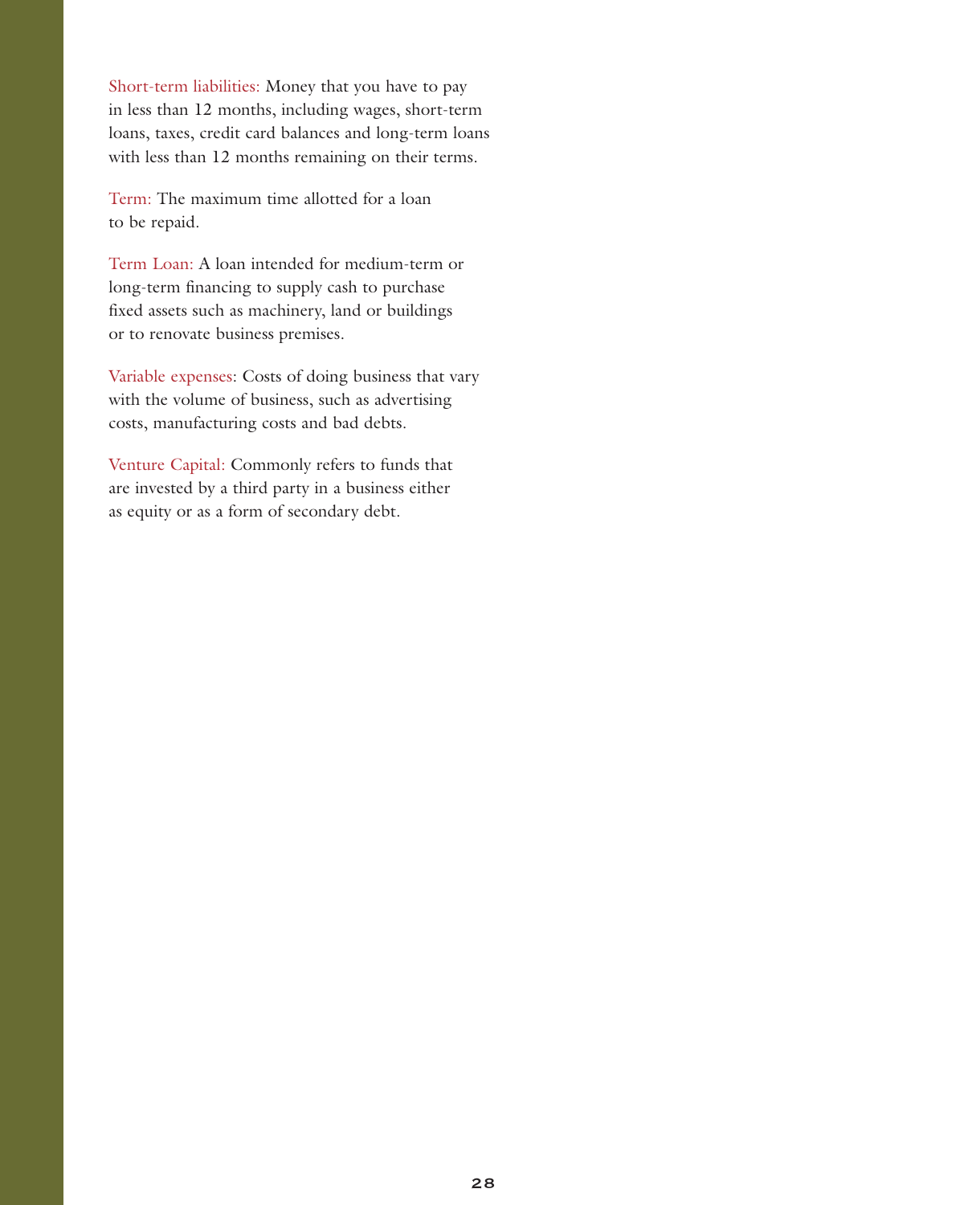Short-term liabilities: Money that you have to pay in less than 12 months, including wages, short-term loans, taxes, credit card balances and long-term loans with less than 12 months remaining on their terms.

Term: The maximum time allotted for a loan to be repaid.

Term Loan: A loan intended for medium-term or long-term financing to supply cash to purchase fixed assets such as machinery, land or buildings or to renovate business premises.

Variable expenses: Costs of doing business that vary with the volume of business, such as advertising costs, manufacturing costs and bad debts.

Venture Capital: Commonly refers to funds that are invested by a third party in a business either as equity or as a form of secondary debt.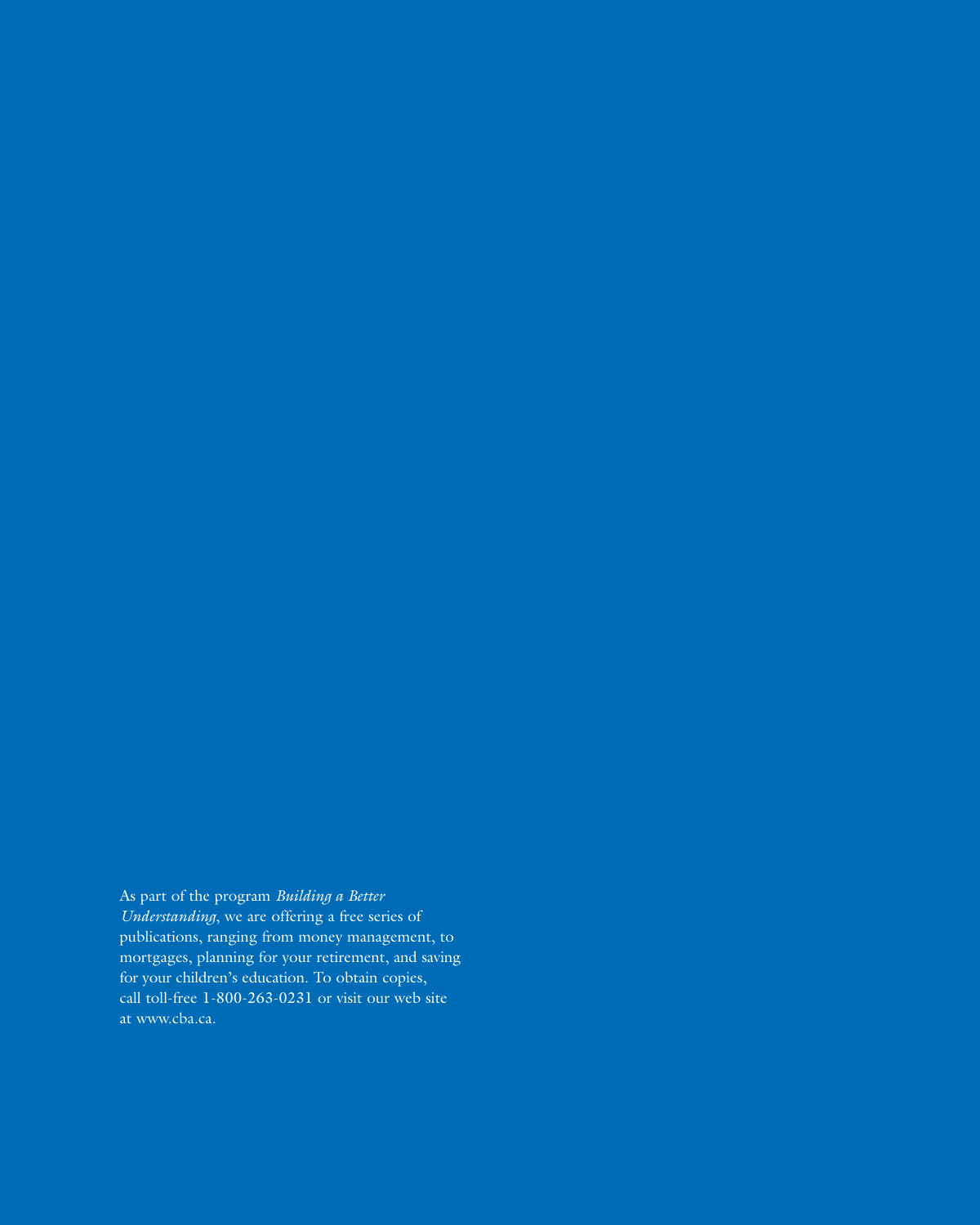As part of the program *Building a Better Understanding*, we are offering a free series of publications, ranging from money management, to mortgages, planning for your retirement, and saving for your children's education. To obtain copies, call toll-free 1-800-263-0231 or visit our web site at www.cba.ca.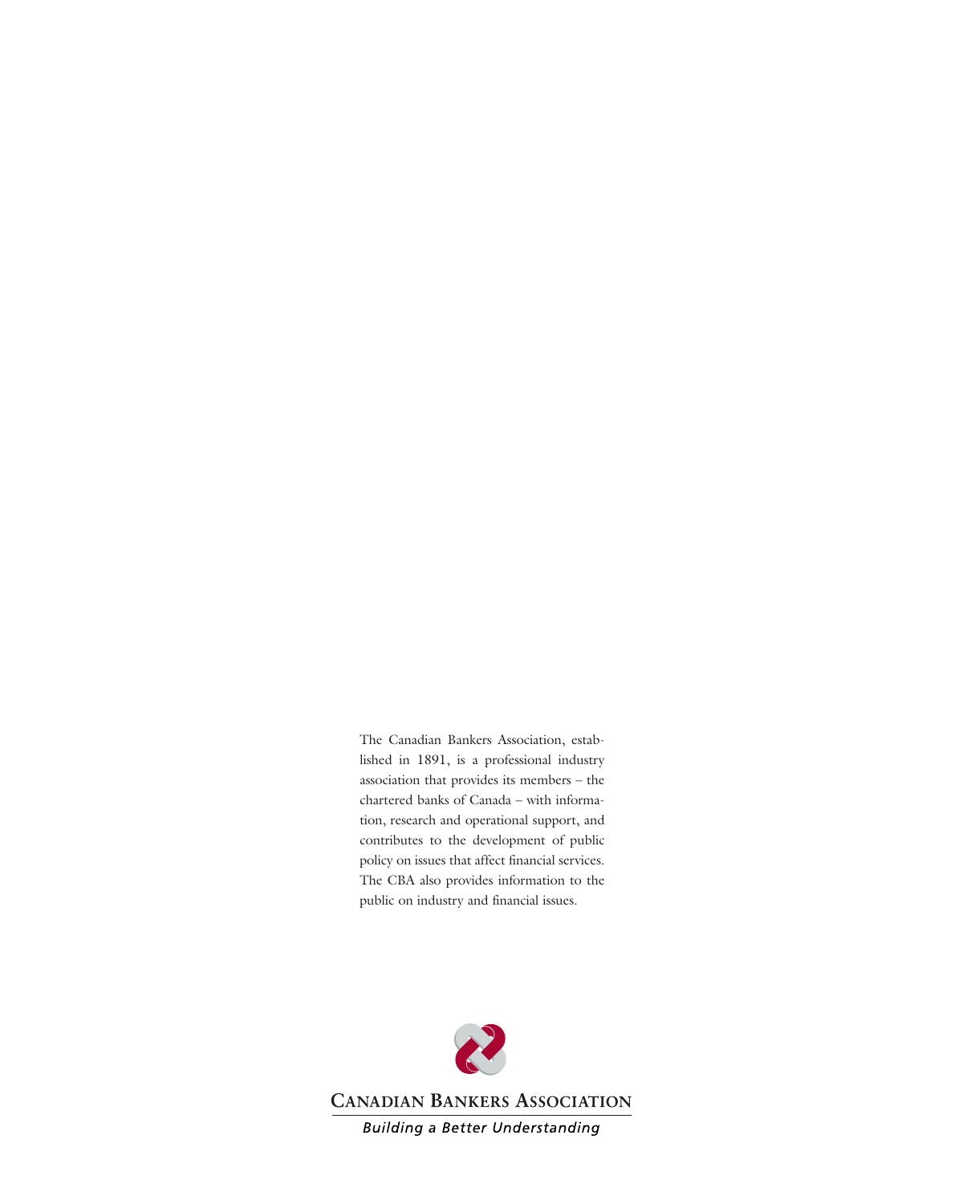The Canadian Bankers Association, established in 1891, is a professional industry association that provides its members – the chartered banks of Canada – with information, research and operational support, and contributes to the development of public policy on issues that affect financial services. The CBA also provides information to the public on industry and financial issues.

**CANADIAN BANKERS ASSOCIATION**

*Building a Better Understanding*